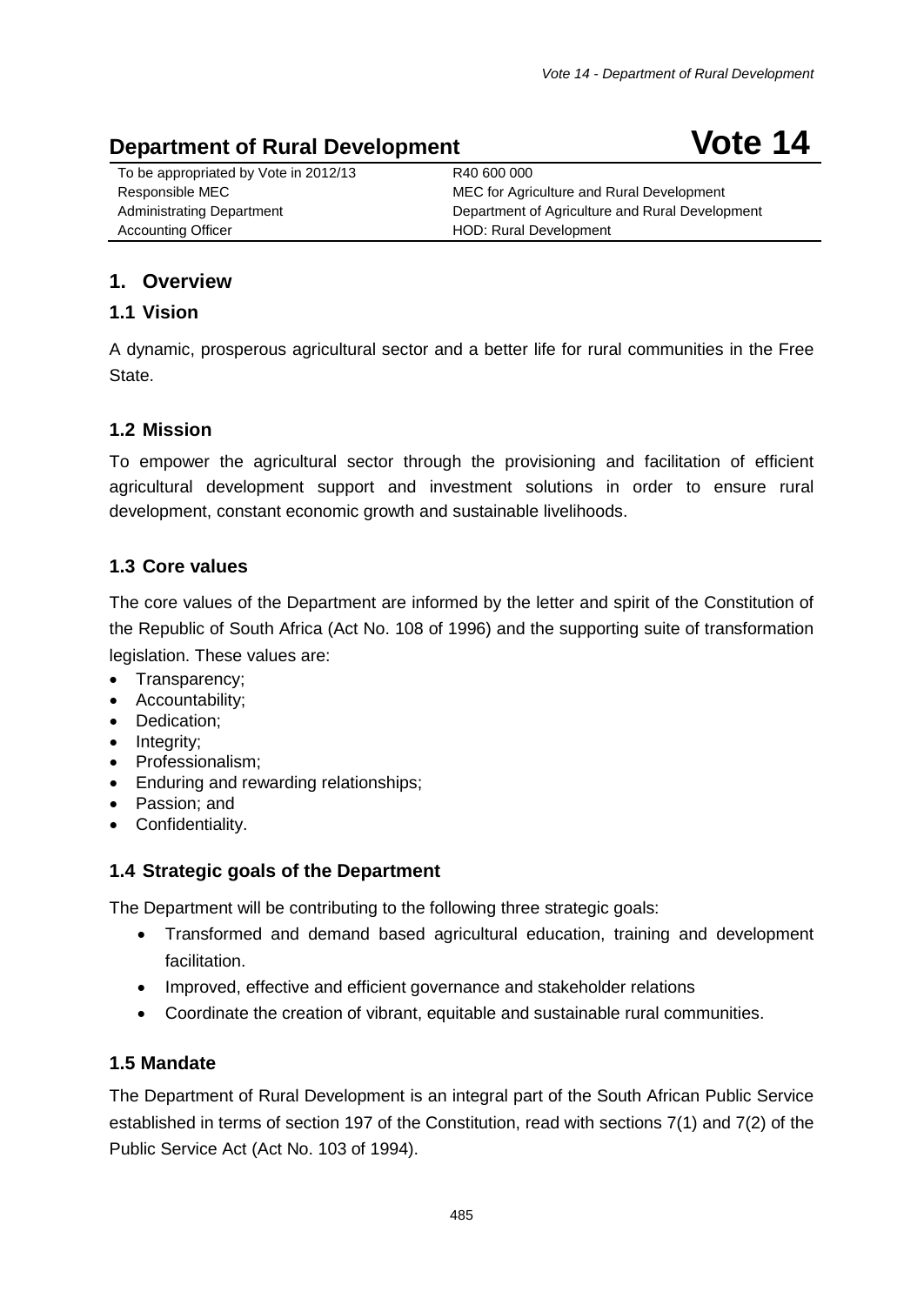# Department of Rural Development — Vote 14

| | |
|---|---|
| To be appropriated by Vote in 2012/13 | R40 600 000 |
| Responsible MEC | MEC for Agriculture and Rural Development |
| Administrating Department | Department of Agriculture and Rural Development |
| Accounting Officer | HOD: Rural Development |

## 1. Overview

### 1.1 Vision

A dynamic, prosperous agricultural sector and a better life for rural communities in the Free State.

### 1.2 Mission

To empower the agricultural sector through the provisioning and facilitation of efficient agricultural development support and investment solutions in order to ensure rural development, constant economic growth and sustainable livelihoods.

### 1.3 Core values

The core values of the Department are informed by the letter and spirit of the Constitution of the Republic of South Africa (Act No. 108 of 1996) and the supporting suite of transformation legislation. These values are:

- Transparency;
- Accountability;
- Dedication;
- Integrity;
- Professionalism;
- Enduring and rewarding relationships;
- Passion; and
- Confidentiality.

### 1.4 Strategic goals of the Department

The Department will be contributing to the following three strategic goals:

- Transformed and demand based agricultural education, training and development facilitation.
- Improved, effective and efficient governance and stakeholder relations
- Coordinate the creation of vibrant, equitable and sustainable rural communities.

### 1.5 Mandate

The Department of Rural Development is an integral part of the South African Public Service established in terms of section 197 of the Constitution, read with sections 7(1) and 7(2) of the Public Service Act (Act No. 103 of 1994).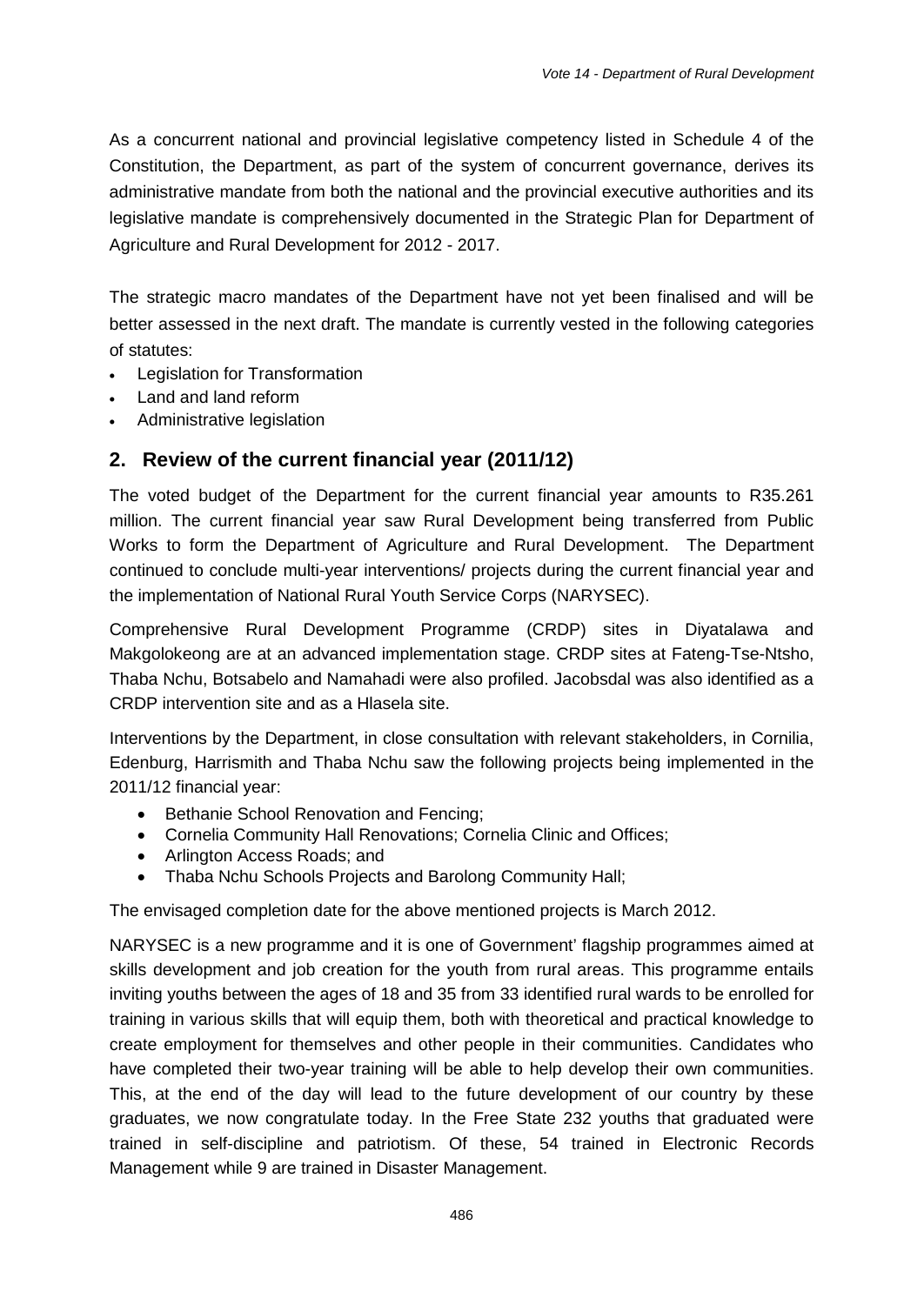As a concurrent national and provincial legislative competency listed in Schedule 4 of the Constitution, the Department, as part of the system of concurrent governance, derives its administrative mandate from both the national and the provincial executive authorities and its legislative mandate is comprehensively documented in the Strategic Plan for Department of Agriculture and Rural Development for 2012 - 2017.

The strategic macro mandates of the Department have not yet been finalised and will be better assessed in the next draft. The mandate is currently vested in the following categories of statutes:

- Legislation for Transformation
- Land and land reform
- Administrative legislation

## 2. Review of the current financial year (2011/12)

The voted budget of the Department for the current financial year amounts to R35.261 million. The current financial year saw Rural Development being transferred from Public Works to form the Department of Agriculture and Rural Development. The Department continued to conclude multi-year interventions/ projects during the current financial year and the implementation of National Rural Youth Service Corps (NARYSEC).

Comprehensive Rural Development Programme (CRDP) sites in Diyatalawa and Makgolokeong are at an advanced implementation stage. CRDP sites at Fateng-Tse-Ntsho, Thaba Nchu, Botsabelo and Namahadi were also profiled. Jacobsdal was also identified as a CRDP intervention site and as a Hlasela site.

Interventions by the Department, in close consultation with relevant stakeholders, in Cornilia, Edenburg, Harrismith and Thaba Nchu saw the following projects being implemented in the 2011/12 financial year:

- Bethanie School Renovation and Fencing;
- Cornelia Community Hall Renovations; Cornelia Clinic and Offices;
- Arlington Access Roads; and
- Thaba Nchu Schools Projects and Barolong Community Hall;

The envisaged completion date for the above mentioned projects is March 2012.

NARYSEC is a new programme and it is one of Government' flagship programmes aimed at skills development and job creation for the youth from rural areas. This programme entails inviting youths between the ages of 18 and 35 from 33 identified rural wards to be enrolled for training in various skills that will equip them, both with theoretical and practical knowledge to create employment for themselves and other people in their communities. Candidates who have completed their two-year training will be able to help develop their own communities. This, at the end of the day will lead to the future development of our country by these graduates, we now congratulate today. In the Free State 232 youths that graduated were trained in self-discipline and patriotism. Of these, 54 trained in Electronic Records Management while 9 are trained in Disaster Management.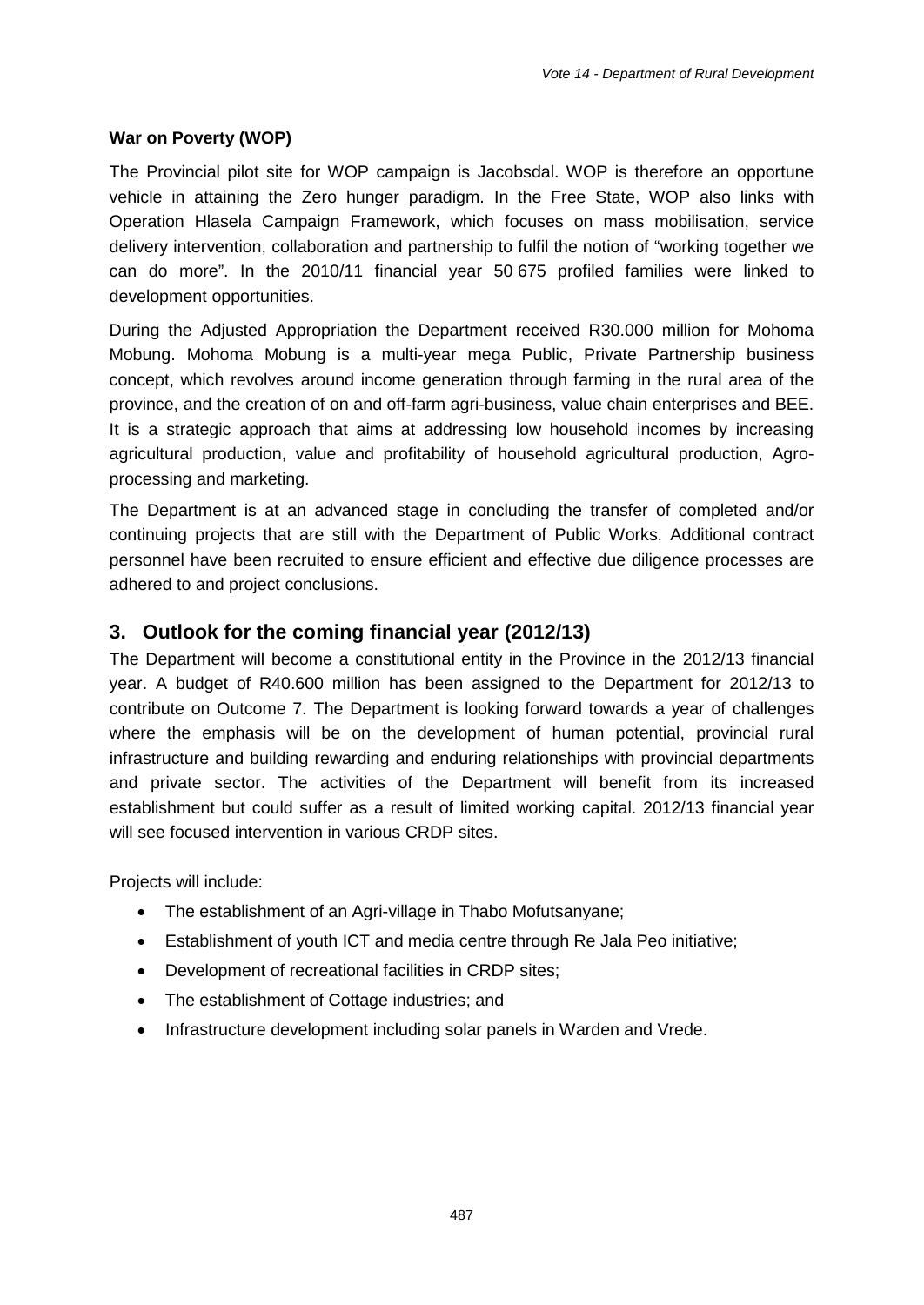**War on Poverty (WOP)**

The Provincial pilot site for WOP campaign is Jacobsdal. WOP is therefore an opportune vehicle in attaining the Zero hunger paradigm. In the Free State, WOP also links with Operation Hlasela Campaign Framework, which focuses on mass mobilisation, service delivery intervention, collaboration and partnership to fulfil the notion of "working together we can do more". In the 2010/11 financial year 50 675 profiled families were linked to development opportunities.

During the Adjusted Appropriation the Department received R30.000 million for Mohoma Mobung. Mohoma Mobung is a multi-year mega Public, Private Partnership business concept, which revolves around income generation through farming in the rural area of the province, and the creation of on and off-farm agri-business, value chain enterprises and BEE. It is a strategic approach that aims at addressing low household incomes by increasing agricultural production, value and profitability of household agricultural production, Agro-processing and marketing.

The Department is at an advanced stage in concluding the transfer of completed and/or continuing projects that are still with the Department of Public Works. Additional contract personnel have been recruited to ensure efficient and effective due diligence processes are adhered to and project conclusions.

## 3. Outlook for the coming financial year (2012/13)

The Department will become a constitutional entity in the Province in the 2012/13 financial year. A budget of R40.600 million has been assigned to the Department for 2012/13 to contribute on Outcome 7. The Department is looking forward towards a year of challenges where the emphasis will be on the development of human potential, provincial rural infrastructure and building rewarding and enduring relationships with provincial departments and private sector. The activities of the Department will benefit from its increased establishment but could suffer as a result of limited working capital. 2012/13 financial year will see focused intervention in various CRDP sites.

Projects will include:

- The establishment of an Agri-village in Thabo Mofutsanyane;
- Establishment of youth ICT and media centre through Re Jala Peo initiative;
- Development of recreational facilities in CRDP sites;
- The establishment of Cottage industries; and
- Infrastructure development including solar panels in Warden and Vrede.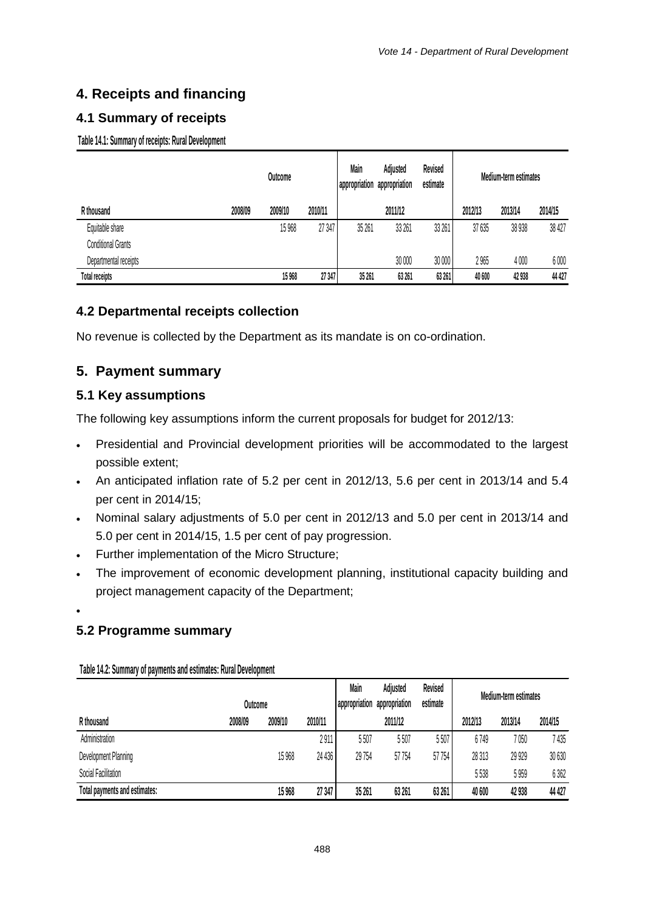## 4. Receipts and financing

### 4.1 Summary of receipts

**Table 14.1: Summary of receipts: Rural Development**

| R thousand | Outcome | | | Main appropriation | Adjusted appropriation | Revised estimate | Medium-term estimates | | |
|---|---|---|---|---|---|---|---|---|---|
| | 2008/09 | 2009/10 | 2010/11 | 2011/12 | | | 2012/13 | 2013/14 | 2014/15 |
| Equitable share | | 15 968 | 27 347 | 35 261 | 33 261 | 33 261 | 37 635 | 38 938 | 38 427 |
| Conditional Grants | | | | | | | | | |
| Departmental receipts | | | | | 30 000 | 30 000 | 2 965 | 4 000 | 6 000 |
| **Total receipts** | | **15 968** | **27 347** | **35 261** | **63 261** | **63 261** | **40 600** | **42 938** | **44 427** |

### 4.2 Departmental receipts collection

No revenue is collected by the Department as its mandate is on co-ordination.

## 5. Payment summary

### 5.1 Key assumptions

The following key assumptions inform the current proposals for budget for 2012/13:

- Presidential and Provincial development priorities will be accommodated to the largest possible extent;
- An anticipated inflation rate of 5.2 per cent in 2012/13, 5.6 per cent in 2013/14 and 5.4 per cent in 2014/15;
- Nominal salary adjustments of 5.0 per cent in 2012/13 and 5.0 per cent in 2013/14 and 5.0 per cent in 2014/15, 1.5 per cent of pay progression.
- Further implementation of the Micro Structure;
- The improvement of economic development planning, institutional capacity building and project management capacity of the Department;

### 5.2 Programme summary

**Table 14.2: Summary of payments and estimates: Rural Development**

| R thousand | Outcome | | | Main appropriation | Adjusted appropriation | Revised estimate | Medium-term estimates | | |
|---|---|---|---|---|---|---|---|---|---|
| | 2008/09 | 2009/10 | 2010/11 | 2011/12 | | | 2012/13 | 2013/14 | 2014/15 |
| Administration | | | 2 911 | 5 507 | 5 507 | 5 507 | 6 749 | 7 050 | 7 435 |
| Development Planning | | 15 968 | 24 436 | 29 754 | 57 754 | 57 754 | 28 313 | 29 929 | 30 630 |
| Social Facilitation | | | | | | | 5 538 | 5 959 | 6 362 |
| **Total payments and estimates:** | | **15 968** | **27 347** | **35 261** | **63 261** | **63 261** | **40 600** | **42 938** | **44 427** |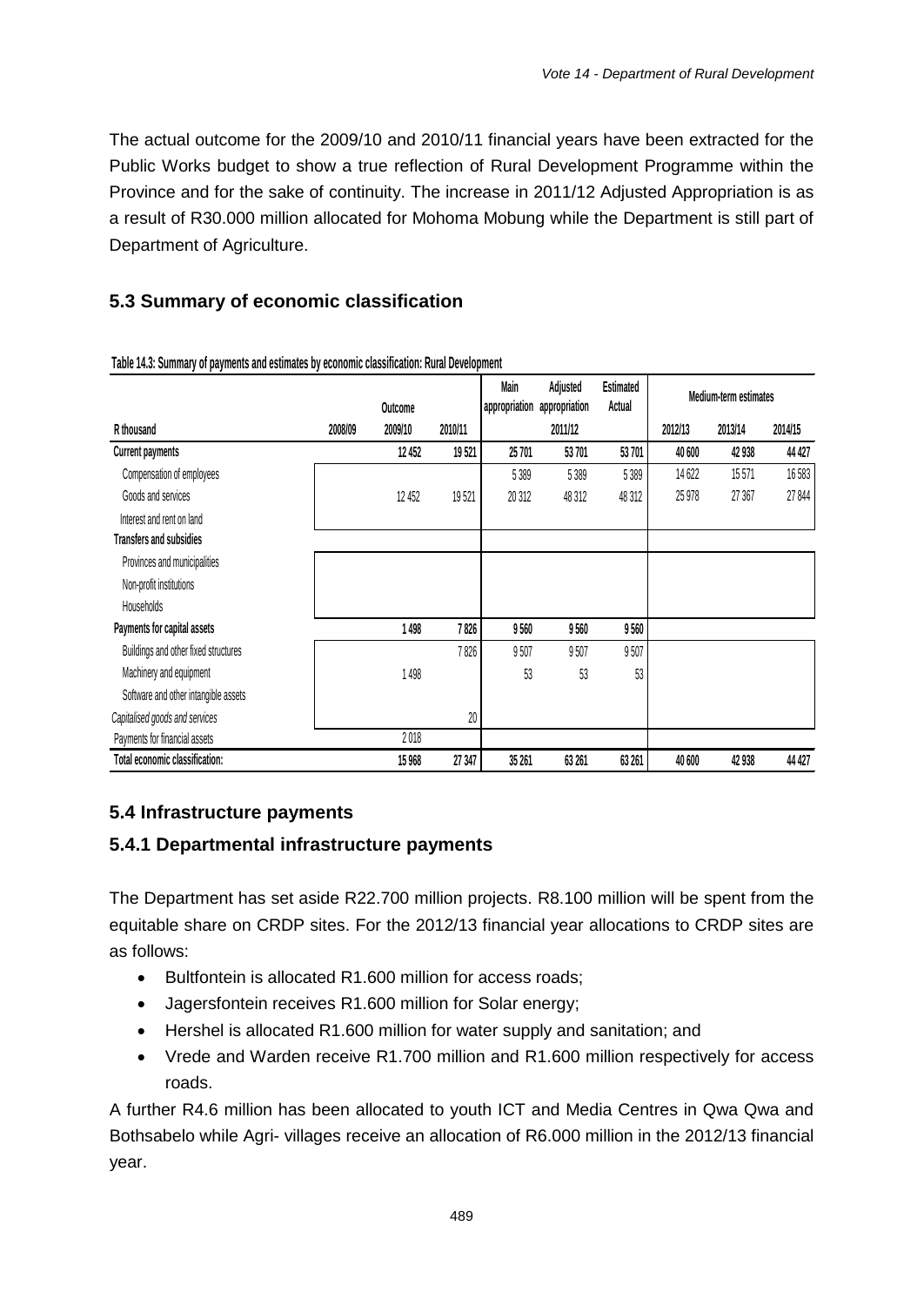The actual outcome for the 2009/10 and 2010/11 financial years have been extracted for the Public Works budget to show a true reflection of Rural Development Programme within the Province and for the sake of continuity. The increase in 2011/12 Adjusted Appropriation is as a result of R30.000 million allocated for Mohoma Mobung while the Department is still part of Department of Agriculture.

## 5.3 Summary of economic classification

**Table 14.3: Summary of payments and estimates by economic classification: Rural Development**

| R thousand | Outcome | | | Main appropriation | Adjusted appropriation | Estimated Actual | Medium-term estimates | | |
|---|---|---|---|---|---|---|---|---|---|
| | 2008/09 | 2009/10 | 2010/11 | | 2011/12 | | 2012/13 | 2013/14 | 2014/15 |
| **Current payments** | | **12 452** | **19 521** | **25 701** | **53 701** | **53 701** | **40 600** | **42 938** | **44 427** |
| Compensation of employees | | | | 5 389 | 5 389 | 5 389 | 14 622 | 15 571 | 16 583 |
| Goods and services | | 12 452 | 19 521 | 20 312 | 48 312 | 48 312 | 25 978 | 27 367 | 27 844 |
| Interest and rent on land | | | | | | | | | |
| **Transfers and subsidies** | | | | | | | | | |
| Provinces and municipalities | | | | | | | | | |
| Non-profit institutions | | | | | | | | | |
| Households | | | | | | | | | |
| **Payments for capital assets** | | **1 498** | **7 826** | **9 560** | **9 560** | **9 560** | | | |
| Buildings and other fixed structures | | | 7 826 | 9 507 | 9 507 | 9 507 | | | |
| Machinery and equipment | | 1 498 | | 53 | 53 | 53 | | | |
| Software and other intangible assets | | | | | | | | | |
| *Capitalised goods and services* | | | 20 | | | | | | |
| Payments for financial assets | | 2 018 | | | | | | | |
| **Total economic classification:** | | **15 968** | **27 347** | **35 261** | **63 261** | **63 261** | **40 600** | **42 938** | **44 427** |

## 5.4 Infrastructure payments

### 5.4.1 Departmental infrastructure payments

The Department has set aside R22.700 million projects. R8.100 million will be spent from the equitable share on CRDP sites. For the 2012/13 financial year allocations to CRDP sites are as follows:

- Bultfontein is allocated R1.600 million for access roads;
- Jagersfontein receives R1.600 million for Solar energy;
- Hershel is allocated R1.600 million for water supply and sanitation; and
- Vrede and Warden receive R1.700 million and R1.600 million respectively for access roads.

A further R4.6 million has been allocated to youth ICT and Media Centres in Qwa Qwa and Bothsabelo while Agri- villages receive an allocation of R6.000 million in the 2012/13 financial year.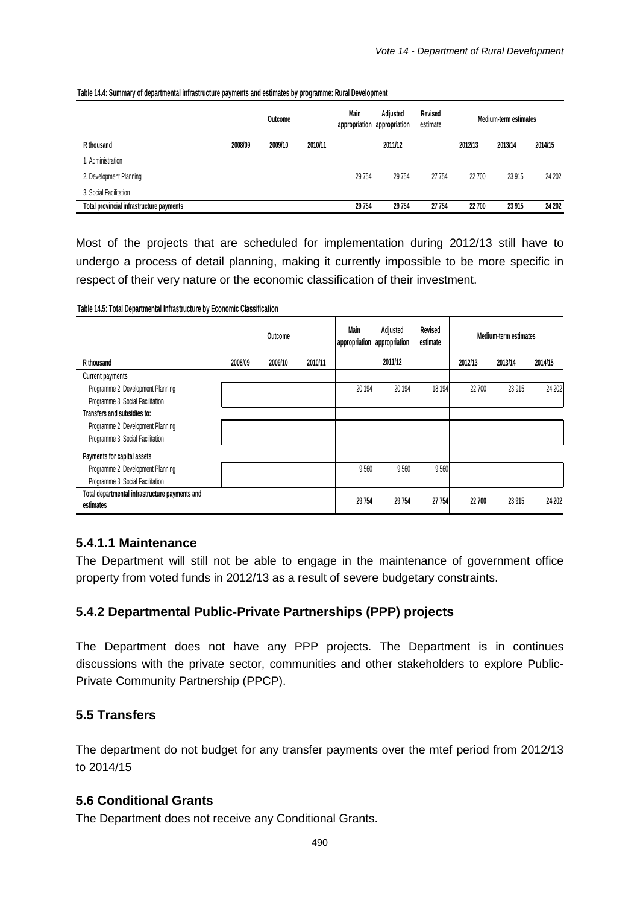**Table 14.4: Summary of departmental infrastructure payments and estimates by programme: Rural Development**

| | Outcome | | | Main appropriation | Adjusted appropriation | Revised estimate | Medium-term estimates | | |
|---|---|---|---|---|---|---|---|---|---|
| R thousand | 2008/09 | 2009/10 | 2010/11 | | 2011/12 | | 2012/13 | 2013/14 | 2014/15 |
| 1. Administration | | | | | | | | | |
| 2. Development Planning | | | | 29 754 | 29 754 | 27 754 | 22 700 | 23 915 | 24 202 |
| 3. Social Facilitation | | | | | | | | | |
| **Total provincial infrastructure payments** | | | | **29 754** | **29 754** | **27 754** | **22 700** | **23 915** | **24 202** |

Most of the projects that are scheduled for implementation during 2012/13 still have to undergo a process of detail planning, making it currently impossible to be more specific in respect of their very nature or the economic classification of their investment.

**Table 14.5: Total Departmental Infrastructure by Economic Classification**

| | Outcome | | | Main appropriation | Adjusted appropriation | Revised estimate | Medium-term estimates | | |
|---|---|---|---|---|---|---|---|---|---|
| R thousand | 2008/09 | 2009/10 | 2010/11 | | 2011/12 | | 2012/13 | 2013/14 | 2014/15 |
| **Current payments** | | | | | | | | | |
| Programme 2: Development Planning | | | | 20 194 | 20 194 | 18 194 | 22 700 | 23 915 | 24 202 |
| Programme 3: Social Facilitation | | | | | | | | | |
| **Transfers and subsidies to:** | | | | | | | | | |
| Programme 2: Development Planning | | | | | | | | | |
| Programme 3: Social Facilitation | | | | | | | | | |
| **Payments for capital assets** | | | | | | | | | |
| Programme 2: Development Planning | | | | 9 560 | 9 560 | 9 560 | | | |
| Programme 3: Social Facilitation | | | | | | | | | |
| **Total departmental infrastructure payments and estimates** | | | | **29 754** | **29 754** | **27 754** | **22 700** | **23 915** | **24 202** |

#### 5.4.1.1 Maintenance

The Department will still not be able to engage in the maintenance of government office property from voted funds in 2012/13 as a result of severe budgetary constraints.

### 5.4.2 Departmental Public-Private Partnerships (PPP) projects

The Department does not have any PPP projects. The Department is in continues discussions with the private sector, communities and other stakeholders to explore Public-Private Community Partnership (PPCP).

## 5.5 Transfers

The department do not budget for any transfer payments over the mtef period from 2012/13 to 2014/15

## 5.6 Conditional Grants

The Department does not receive any Conditional Grants.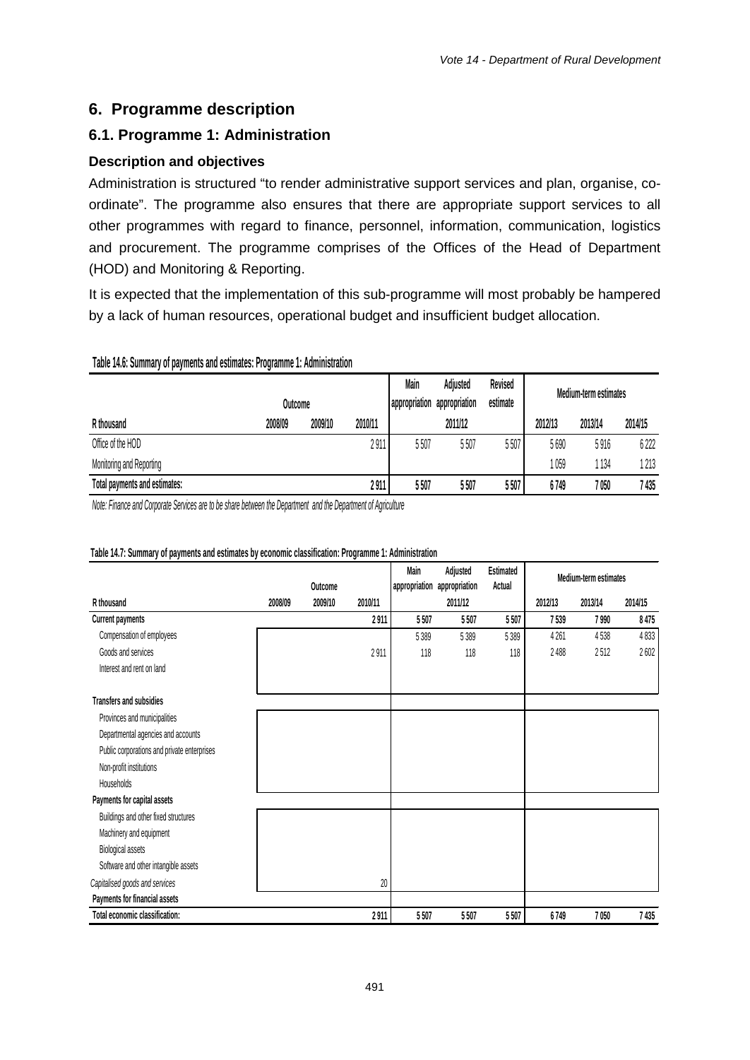## 6. Programme description

### 6.1. Programme 1: Administration

#### Description and objectives

Administration is structured "to render administrative support services and plan, organise, co-ordinate". The programme also ensures that there are appropriate support services to all other programmes with regard to finance, personnel, information, communication, logistics and procurement. The programme comprises of the Offices of the Head of Department (HOD) and Monitoring & Reporting.

It is expected that the implementation of this sub-programme will most probably be hampered by a lack of human resources, operational budget and insufficient budget allocation.

**Table 14.6: Summary of payments and estimates: Programme 1: Administration**

| | Outcome | | | Main appropriation | Adjusted appropriation | Revised estimate | Medium-term estimates | | |
|---|---|---|---|---|---|---|---|---|---|
| **R thousand** | **2008/09** | **2009/10** | **2010/11** | | **2011/12** | | **2012/13** | **2013/14** | **2014/15** |
| Office of the HOD | | | 2 911 | 5 507 | 5 507 | 5 507 | 5 690 | 5 916 | 6 222 |
| Monitoring and Reporting | | | | | | | 1 059 | 1 134 | 1 213 |
| **Total payments and estimates:** | | | **2 911** | **5 507** | **5 507** | **5 507** | **6 749** | **7 050** | **7 435** |

*Note: Finance and Corporate Services are to be share between the Department and the Department of Agriculture*

**Table 14.7: Summary of payments and estimates by economic classification: Programme 1: Administration**

| | Outcome | | | Main appropriation | Adjusted appropriation | Estimated Actual | Medium-term estimates | | |
|---|---|---|---|---|---|---|---|---|---|
| **R thousand** | **2008/09** | **2009/10** | **2010/11** | | **2011/12** | | **2012/13** | **2013/14** | **2014/15** |
| **Current payments** | | | **2 911** | **5 507** | **5 507** | **5 507** | **7 539** | **7 990** | **8 475** |
| Compensation of employees | | | | 5 389 | 5 389 | 5 389 | 4 261 | 4 538 | 4 833 |
| Goods and services | | | 2 911 | 118 | 118 | 118 | 2 488 | 2 512 | 2 602 |
| Interest and rent on land | | | | | | | | | |
| **Transfers and subsidies** | | | | | | | | | |
| Provinces and municipalities | | | | | | | | | |
| Departmental agencies and accounts | | | | | | | | | |
| Public corporations and private enterprises | | | | | | | | | |
| Non-profit institutions | | | | | | | | | |
| Households | | | | | | | | | |
| **Payments for capital assets** | | | | | | | | | |
| Buildings and other fixed structures | | | | | | | | | |
| Machinery and equipment | | | | | | | | | |
| Biological assets | | | | | | | | | |
| Software and other intangible assets | | | | | | | | | |
| *Capitalised goods and services* | | | 20 | | | | | | |
| **Payments for financial assets** | | | | | | | | | |
| **Total economic classification:** | | | **2 911** | **5 507** | **5 507** | **5 507** | **6 749** | **7 050** | **7 435** |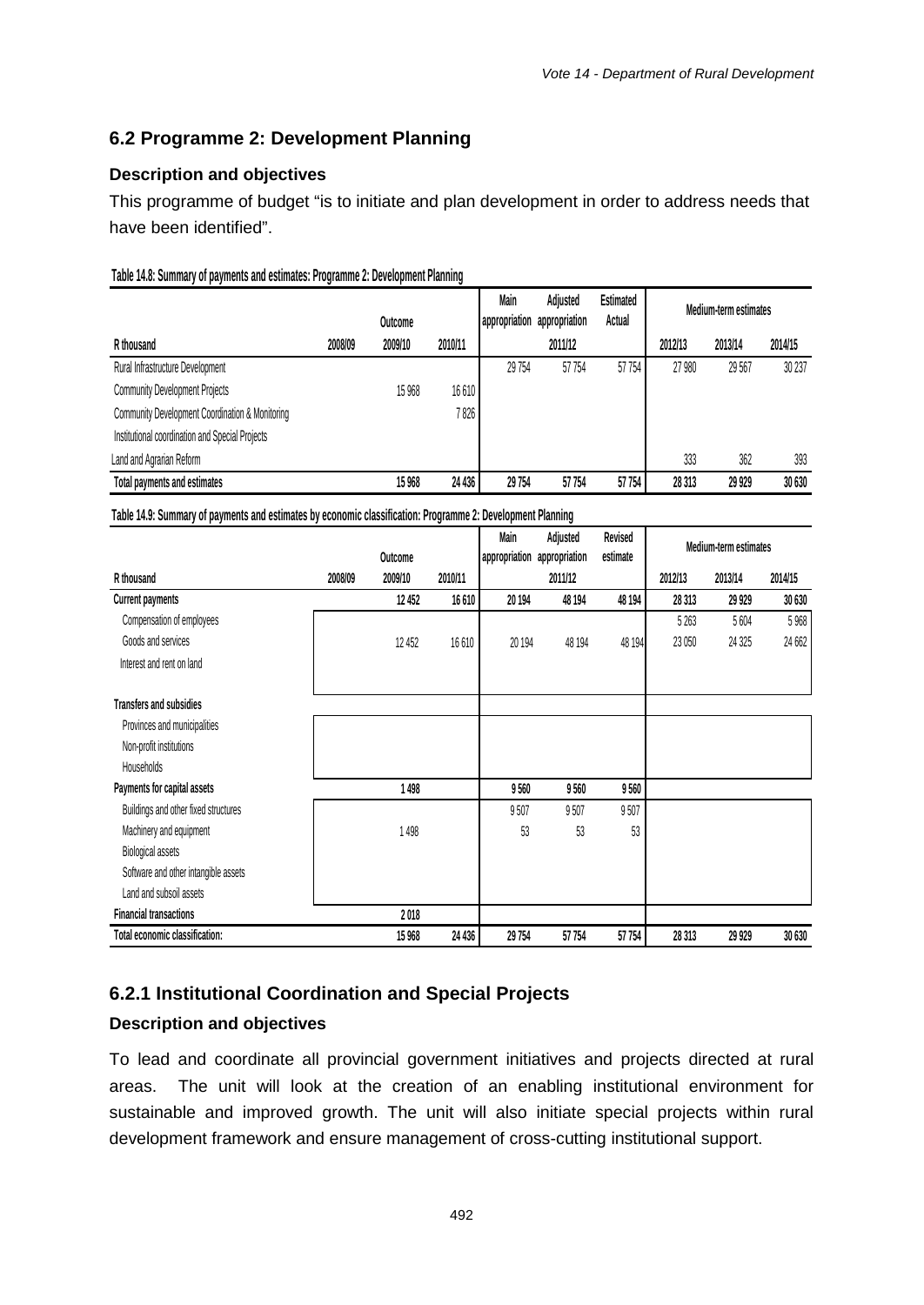## 6.2 Programme 2: Development Planning

### Description and objectives

This programme of budget "is to initiate and plan development in order to address needs that have been identified".

**Table 14.8: Summary of payments and estimates: Programme 2: Development Planning**

| | Outcome | | | Main appropriation | Adjusted appropriation | Estimated Actual | Medium-term estimates | | |
|---|---|---|---|---|---|---|---|---|---|
| R thousand | 2008/09 | 2009/10 | 2010/11 | | 2011/12 | | 2012/13 | 2013/14 | 2014/15 |
| Rural Infrastructure Development | | | | 29 754 | 57 754 | 57 754 | 27 980 | 29 567 | 30 237 |
| Community Development Projects | | 15 968 | 16 610 | | | | | | |
| Community Development Coordination & Monitoring | | | 7 826 | | | | | | |
| Institutional coordination and Special Projects | | | | | | | | | |
| Land and Agrarian Reform | | | | | | | 333 | 362 | 393 |
| **Total payments and estimates** | | **15 968** | **24 436** | **29 754** | **57 754** | **57 754** | **28 313** | **29 929** | **30 630** |

**Table 14.9: Summary of payments and estimates by economic classification: Programme 2: Development Planning**

| | Outcome | | | Main appropriation | Adjusted appropriation | Revised estimate | Medium-term estimates | | |
|---|---|---|---|---|---|---|---|---|---|
| R thousand | 2008/09 | 2009/10 | 2010/11 | | 2011/12 | | 2012/13 | 2013/14 | 2014/15 |
| **Current payments** | | **12 452** | **16 610** | **20 194** | **48 194** | **48 194** | **28 313** | **29 929** | **30 630** |
| Compensation of employees | | | | | | | 5 263 | 5 604 | 5 968 |
| Goods and services | | 12 452 | 16 610 | 20 194 | 48 194 | 48 194 | 23 050 | 24 325 | 24 662 |
| Interest and rent on land | | | | | | | | | |
| **Transfers and subsidies** | | | | | | | | | |
| Provinces and municipalities | | | | | | | | | |
| Non-profit institutions | | | | | | | | | |
| Households | | | | | | | | | |
| **Payments for capital assets** | | **1 498** | | **9 560** | **9 560** | **9 560** | | | |
| Buildings and other fixed structures | | | | 9 507 | 9 507 | 9 507 | | | |
| Machinery and equipment | | 1 498 | | 53 | 53 | 53 | | | |
| Biological assets | | | | | | | | | |
| Software and other intangible assets | | | | | | | | | |
| Land and subsoil assets | | | | | | | | | |
| **Financial transactions** | | **2 018** | | | | | | | |
| **Total economic classification:** | | **15 968** | **24 436** | **29 754** | **57 754** | **57 754** | **28 313** | **29 929** | **30 630** |

### 6.2.1 Institutional Coordination and Special Projects

#### Description and objectives

To lead and coordinate all provincial government initiatives and projects directed at rural areas. The unit will look at the creation of an enabling institutional environment for sustainable and improved growth. The unit will also initiate special projects within rural development framework and ensure management of cross-cutting institutional support.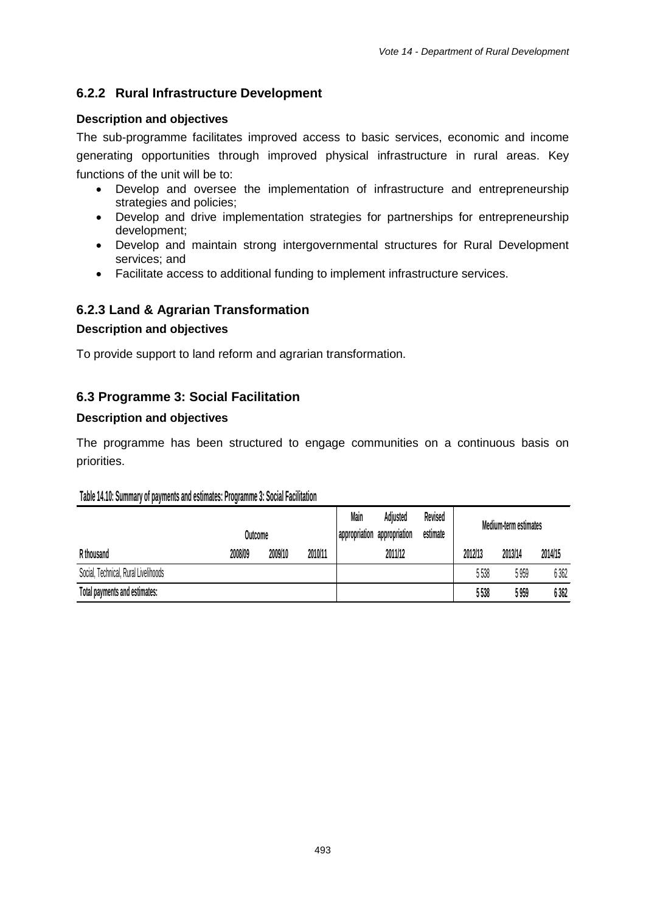### 6.2.2 Rural Infrastructure Development

**Description and objectives**

The sub-programme facilitates improved access to basic services, economic and income generating opportunities through improved physical infrastructure in rural areas. Key functions of the unit will be to:

- Develop and oversee the implementation of infrastructure and entrepreneurship strategies and policies;
- Develop and drive implementation strategies for partnerships for entrepreneurship development;
- Develop and maintain strong intergovernmental structures for Rural Development services; and
- Facilitate access to additional funding to implement infrastructure services.

### 6.2.3 Land & Agrarian Transformation

**Description and objectives**

To provide support to land reform and agrarian transformation.

## 6.3 Programme 3: Social Facilitation

**Description and objectives**

The programme has been structured to engage communities on a continuous basis on priorities.

**Table 14.10: Summary of payments and estimates: Programme 3: Social Facilitation**

| | Outcome | | | Main appropriation | Adjusted appropriation | Revised estimate | Medium-term estimates | | |
|---|---|---|---|---|---|---|---|---|---|
| R thousand | 2008/09 | 2009/10 | 2010/11 | | 2011/12 | | 2012/13 | 2013/14 | 2014/15 |
| Social, Technical, Rural Livelihoods | | | | | | | 5 538 | 5 959 | 6 362 |
| **Total payments and estimates:** | | | | | | | **5 538** | **5 959** | **6 362** |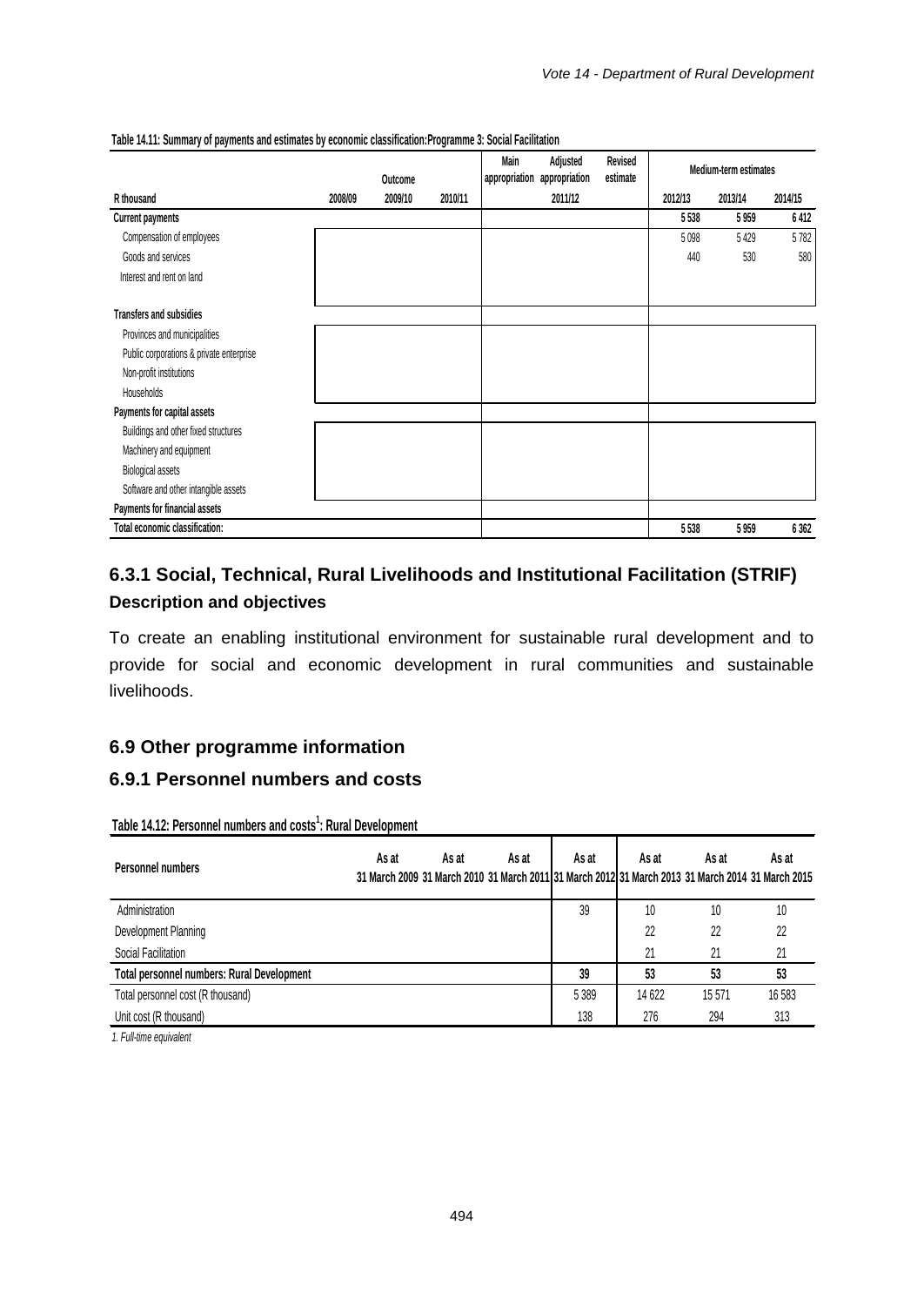**Table 14.11: Summary of payments and estimates by economic classification:Programme 3: Social Facilitation**

| R thousand | Outcome | | | Main appropriation | Adjusted appropriation | Revised estimate | Medium-term estimates | | |
|---|---|---|---|---|---|---|---|---|---|
| | 2008/09 | 2009/10 | 2010/11 | | 2011/12 | | 2012/13 | 2013/14 | 2014/15 |
| **Current payments** | | | | | | | **5 538** | **5 959** | **6 412** |
| Compensation of employees | | | | | | | 5 098 | 5 429 | 5 782 |
| Goods and services | | | | | | | 440 | 530 | 580 |
| Interest and rent on land | | | | | | | | | |
| **Transfers and subsidies** | | | | | | | | | |
| Provinces and municipalities | | | | | | | | | |
| Public corporations & private enterprise | | | | | | | | | |
| Non-profit institutions | | | | | | | | | |
| Households | | | | | | | | | |
| **Payments for capital assets** | | | | | | | | | |
| Buildings and other fixed structures | | | | | | | | | |
| Machinery and equipment | | | | | | | | | |
| Biological assets | | | | | | | | | |
| Software and other intangible assets | | | | | | | | | |
| **Payments for financial assets** | | | | | | | | | |
| **Total economic classification:** | | | | | | | **5 538** | **5 959** | **6 362** |

## 6.3.1 Social, Technical, Rural Livelihoods and Institutional Facilitation (STRIF)

### Description and objectives

To create an enabling institutional environment for sustainable rural development and to provide for social and economic development in rural communities and sustainable livelihoods.

## 6.9 Other programme information

### 6.9.1 Personnel numbers and costs

**Table 14.12: Personnel numbers and costs[1]: Rural Development**

| Personnel numbers | As at 31 March 2009 | As at 31 March 2010 | As at 31 March 2011 | As at 31 March 2012 | As at 31 March 2013 | As at 31 March 2014 | As at 31 March 2015 |
|---|---|---|---|---|---|---|---|
| Administration | | | | 39 | 10 | 10 | 10 |
| Development Planning | | | | | 22 | 22 | 22 |
| Social Facilitation | | | | | 21 | 21 | 21 |
| **Total personnel numbers: Rural Development** | | | | **39** | **53** | **53** | **53** |
| Total personnel cost (R thousand) | | | | 5 389 | 14 622 | 15 571 | 16 583 |
| Unit cost (R thousand) | | | | 138 | 276 | 294 | 313 |

*1. Full-time equivalent*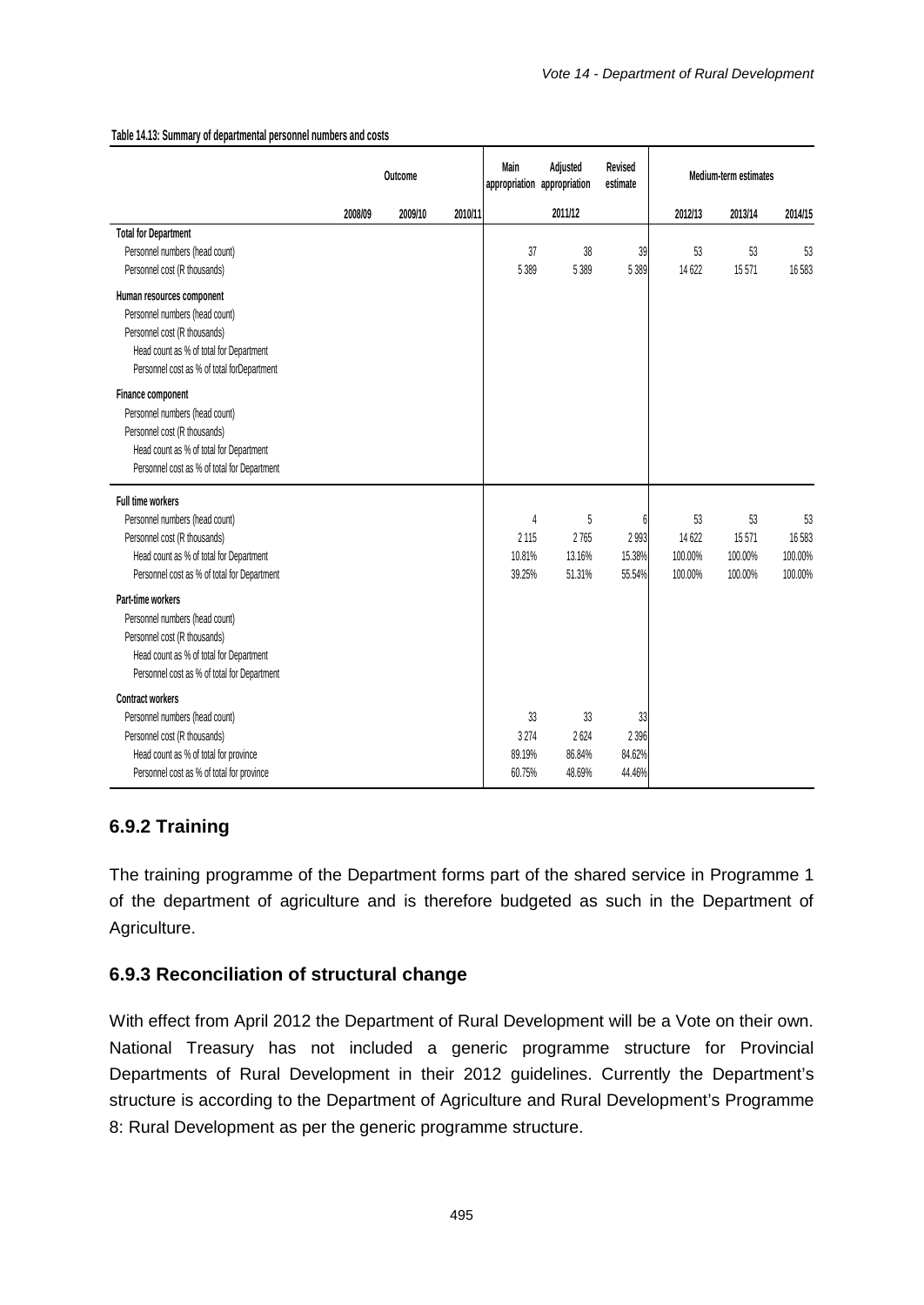**Table 14.13: Summary of departmental personnel numbers and costs**

| | Outcome | | | Main appropriation | Adjusted appropriation | Revised estimate | Medium-term estimates | | |
|---|---|---|---|---|---|---|---|---|---|
| | 2008/09 | 2009/10 | 2010/11 | 2011/12 | | | 2012/13 | 2013/14 | 2014/15 |
| **Total for Department** | | | | | | | | | |
| Personnel numbers (head count) | | | | 37 | 38 | 39 | 53 | 53 | 53 |
| Personnel cost (R thousands) | | | | 5 389 | 5 389 | 5 389 | 14 622 | 15 571 | 16 583 |
| **Human resources component** | | | | | | | | | |
| Personnel numbers (head count) | | | | | | | | | |
| Personnel cost (R thousands) | | | | | | | | | |
| Head count as % of total for Department | | | | | | | | | |
| Personnel cost as % of total forDepartment | | | | | | | | | |
| **Finance component** | | | | | | | | | |
| Personnel numbers (head count) | | | | | | | | | |
| Personnel cost (R thousands) | | | | | | | | | |
| Head count as % of total for Department | | | | | | | | | |
| Personnel cost as % of total for Department | | | | | | | | | |
| **Full time workers** | | | | | | | | | |
| Personnel numbers (head count) | | | | 4 | 5 | 6 | 53 | 53 | 53 |
| Personnel cost (R thousands) | | | | 2 115 | 2 765 | 2 993 | 14 622 | 15 571 | 16 583 |
| Head count as % of total for Department | | | | 10.81% | 13.16% | 15.38% | 100.00% | 100.00% | 100.00% |
| Personnel cost as % of total for Department | | | | 39.25% | 51.31% | 55.54% | 100.00% | 100.00% | 100.00% |
| **Part-time workers** | | | | | | | | | |
| Personnel numbers (head count) | | | | | | | | | |
| Personnel cost (R thousands) | | | | | | | | | |
| Head count as % of total for Department | | | | | | | | | |
| Personnel cost as % of total for Department | | | | | | | | | |
| **Contract workers** | | | | | | | | | |
| Personnel numbers (head count) | | | | 33 | 33 | 33 | | | |
| Personnel cost (R thousands) | | | | 3 274 | 2 624 | 2 396 | | | |
| Head count as % of total for province | | | | 89.19% | 86.84% | 84.62% | | | |
| Personnel cost as % of total for province | | | | 60.75% | 48.69% | 44.46% | | | |

### 6.9.2 Training

The training programme of the Department forms part of the shared service in Programme 1 of the department of agriculture and is therefore budgeted as such in the Department of Agriculture.

### 6.9.3 Reconciliation of structural change

With effect from April 2012 the Department of Rural Development will be a Vote on their own. National Treasury has not included a generic programme structure for Provincial Departments of Rural Development in their 2012 guidelines. Currently the Department's structure is according to the Department of Agriculture and Rural Development's Programme 8: Rural Development as per the generic programme structure.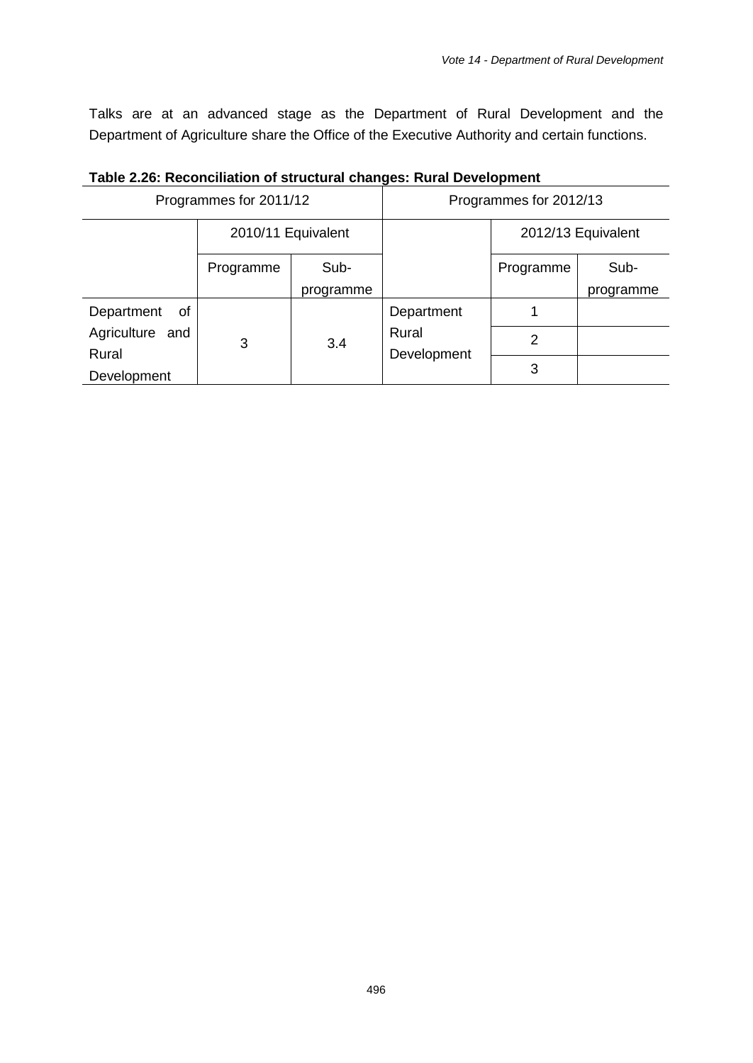Talks are at an advanced stage as the Department of Rural Development and the Department of Agriculture share the Office of the Executive Authority and certain functions.

**Table 2.26: Reconciliation of structural changes: Rural Development**

| Programmes for 2011/12 | | | Programmes for 2012/13 | | |
|---|---|---|---|---|---|
| | 2010/11 Equivalent | | | 2012/13 Equivalent | |
| | Programme | Sub-programme | | Programme | Sub-programme |
| Department of Agriculture and Rural Development | 3 | 3.4 | Department Rural Development | 1 | |
| | | | | 2 | |
| | | | | 3 | |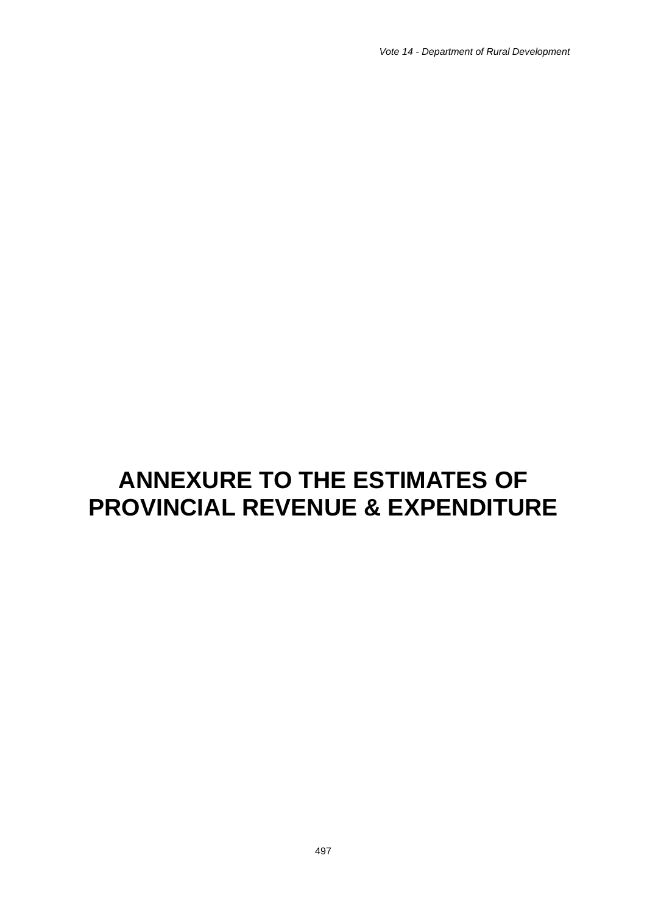# ANNEXURE TO THE ESTIMATES OF PROVINCIAL REVENUE & EXPENDITURE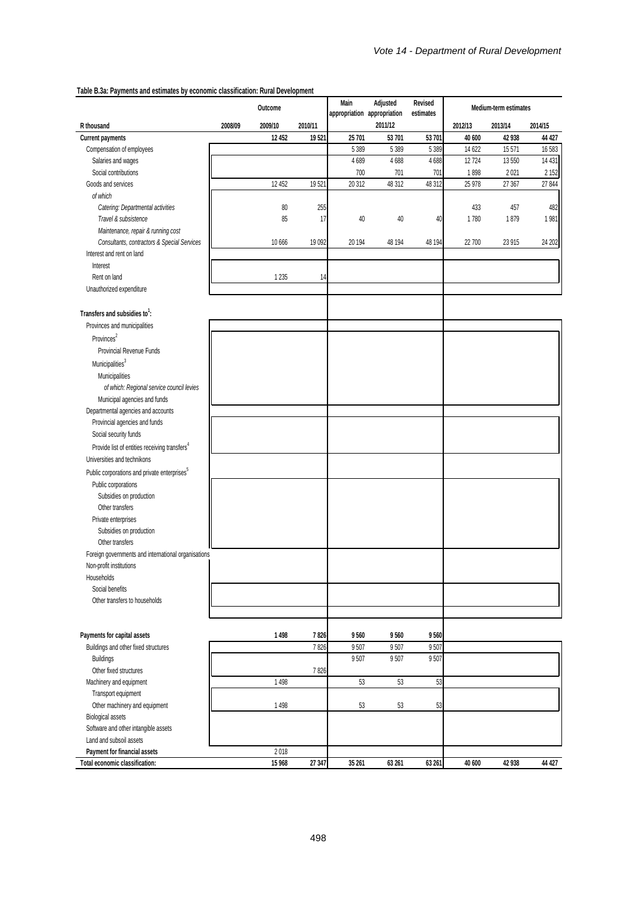**Table B.3a: Payments and estimates by economic classification: Rural Development**

| R thousand | Outcome | | | Main appropriation | Adjusted appropriation | Revised estimates | Medium-term estimates | | |
|---|---|---|---|---|---|---|---|---|---|
| | 2008/09 | 2009/10 | 2010/11 | | 2011/12 | | 2012/13 | 2013/14 | 2014/15 |
| **Current payments** | | **12 452** | **19 521** | **25 701** | **53 701** | **53 701** | **40 600** | **42 938** | **44 427** |
| Compensation of employees | | | | 5 389 | 5 389 | 5 389 | 14 622 | 15 571 | 16 583 |
| Salaries and wages | | | | 4 689 | 4 688 | 4 688 | 12 724 | 13 550 | 14 431 |
| Social contributions | | | | 700 | 701 | 701 | 1 898 | 2 021 | 2 152 |
| Goods and services | | 12 452 | 19 521 | 20 312 | 48 312 | 48 312 | 25 978 | 27 367 | 27 844 |
| *of which* | | | | | | | | | |
| *Catering: Departmental activities* | | 80 | 255 | | | | 433 | 457 | 482 |
| *Travel & subsistence* | | 85 | 17 | 40 | 40 | 40 | 1 780 | 1 879 | 1 981 |
| *Maintenance, repair & running cost* | | | | | | | | | |
| *Consultants, contractors & Special Services* | | 10 666 | 19 092 | 20 194 | 48 194 | 48 194 | 22 700 | 23 915 | 24 202 |
| Interest and rent on land | | | | | | | | | |
| Interest | | | | | | | | | |
| Rent on land | | 1 235 | 14 | | | | | | |
| Unauthorized expenditure | | | | | | | | | |
| **Transfers and subsidies to[1]:** | | | | | | | | | |
| Provinces and municipalities | | | | | | | | | |
| Provinces[2] | | | | | | | | | |
| Provincial Revenue Funds | | | | | | | | | |
| Municipalities[3] | | | | | | | | | |
| Municipalities | | | | | | | | | |
| *of which: Regional service council levies* | | | | | | | | | |
| Municipal agencies and funds | | | | | | | | | |
| Departmental agencies and accounts | | | | | | | | | |
| Provincial agencies and funds | | | | | | | | | |
| Social security funds | | | | | | | | | |
| Provide list of entities receiving transfers[4] | | | | | | | | | |
| Universities and technikons | | | | | | | | | |
| Public corporations and private enterprises[5] | | | | | | | | | |
| Public corporations | | | | | | | | | |
| Subsidies on production | | | | | | | | | |
| Other transfers | | | | | | | | | |
| Private enterprises | | | | | | | | | |
| Subsidies on production | | | | | | | | | |
| Other transfers | | | | | | | | | |
| Foreign governments and international organisations | | | | | | | | | |
| Non-profit institutions | | | | | | | | | |
| Households | | | | | | | | | |
| Social benefits | | | | | | | | | |
| Other transfers to households | | | | | | | | | |
| **Payments for capital assets** | | **1 498** | **7 826** | **9 560** | **9 560** | **9 560** | | | |
| Buildings and other fixed structures | | | 7 826 | 9 507 | 9 507 | 9 507 | | | |
| Buildings | | | | 9 507 | 9 507 | 9 507 | | | |
| Other fixed structures | | | 7 826 | | | | | | |
| Machinery and equipment | | 1 498 | | 53 | 53 | 53 | | | |
| Transport equipment | | | | | | | | | |
| Other machinery and equipment | | 1 498 | | 53 | 53 | 53 | | | |
| Biological assets | | | | | | | | | |
| Software and other intangible assets | | | | | | | | | |
| Land and subsoil assets | | | | | | | | | |
| **Payment for financial assets** | | 2 018 | | | | | | | |
| **Total economic classification:** | | **15 968** | **27 347** | **35 261** | **63 261** | **63 261** | **40 600** | **42 938** | **44 427** |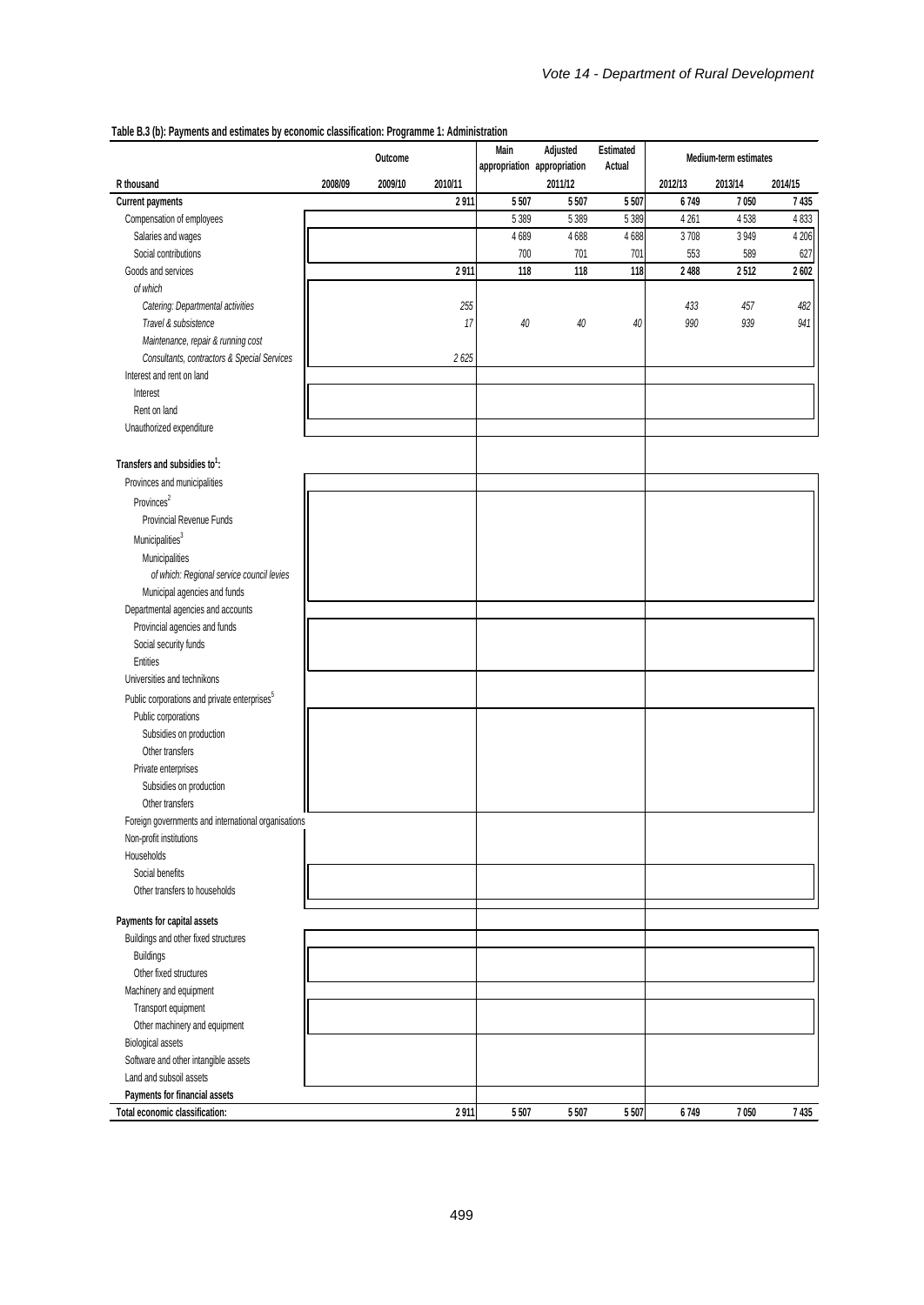**Table B.3 (b): Payments and estimates by economic classification: Programme 1: Administration**

| R thousand | Outcome | | | Main appropriation | Adjusted appropriation | Estimated Actual | Medium-term estimates | | |
|---|---|---|---|---|---|---|---|---|---|
| | 2008/09 | 2009/10 | 2010/11 | | 2011/12 | | 2012/13 | 2013/14 | 2014/15 |
| **Current payments** | | | **2 911** | **5 507** | **5 507** | **5 507** | **6 749** | **7 050** | **7 435** |
| Compensation of employees | | | | 5 389 | 5 389 | 5 389 | 4 261 | 4 538 | 4 833 |
| Salaries and wages | | | | 4 689 | 4 688 | 4 688 | 3 708 | 3 949 | 4 206 |
| Social contributions | | | | 700 | 701 | 701 | 553 | 589 | 627 |
| Goods and services | | | **2 911** | **118** | **118** | **118** | **2 488** | **2 512** | **2 602** |
| *of which* | | | | | | | | | |
| *Catering: Departmental activities* | | | *255* | | | | *433* | *457* | *482* |
| *Travel & subsistence* | | | *17* | *40* | *40* | *40* | *990* | *939* | *941* |
| *Maintenance, repair & running cost* | | | | | | | | | |
| *Consultants, contractors & Special Services* | | | *2 625* | | | | | | |
| Interest and rent on land | | | | | | | | | |
| Interest | | | | | | | | | |
| Rent on land | | | | | | | | | |
| Unauthorized expenditure | | | | | | | | | |
| **Transfers and subsidies to[1]:** | | | | | | | | | |
| Provinces and municipalities | | | | | | | | | |
| Provinces[2] | | | | | | | | | |
| Provincial Revenue Funds | | | | | | | | | |
| Municipalities[3] | | | | | | | | | |
| Municipalities | | | | | | | | | |
| *of which: Regional service council levies* | | | | | | | | | |
| Municipal agencies and funds | | | | | | | | | |
| Departmental agencies and accounts | | | | | | | | | |
| Provincial agencies and funds | | | | | | | | | |
| Social security funds | | | | | | | | | |
| Entities | | | | | | | | | |
| Universities and technikons | | | | | | | | | |
| Public corporations and private enterprises[5] | | | | | | | | | |
| Public corporations | | | | | | | | | |
| Subsidies on production | | | | | | | | | |
| Other transfers | | | | | | | | | |
| Private enterprises | | | | | | | | | |
| Subsidies on production | | | | | | | | | |
| Other transfers | | | | | | | | | |
| Foreign governments and international organisations | | | | | | | | | |
| Non-profit institutions | | | | | | | | | |
| Households | | | | | | | | | |
| Social benefits | | | | | | | | | |
| Other transfers to households | | | | | | | | | |
| **Payments for capital assets** | | | | | | | | | |
| Buildings and other fixed structures | | | | | | | | | |
| Buildings | | | | | | | | | |
| Other fixed structures | | | | | | | | | |
| Machinery and equipment | | | | | | | | | |
| Transport equipment | | | | | | | | | |
| Other machinery and equipment | | | | | | | | | |
| Biological assets | | | | | | | | | |
| Software and other intangible assets | | | | | | | | | |
| Land and subsoil assets | | | | | | | | | |
| **Payments for financial assets** | | | | | | | | | |
| **Total economic classification:** | | | **2 911** | **5 507** | **5 507** | **5 507** | **6 749** | **7 050** | **7 435** |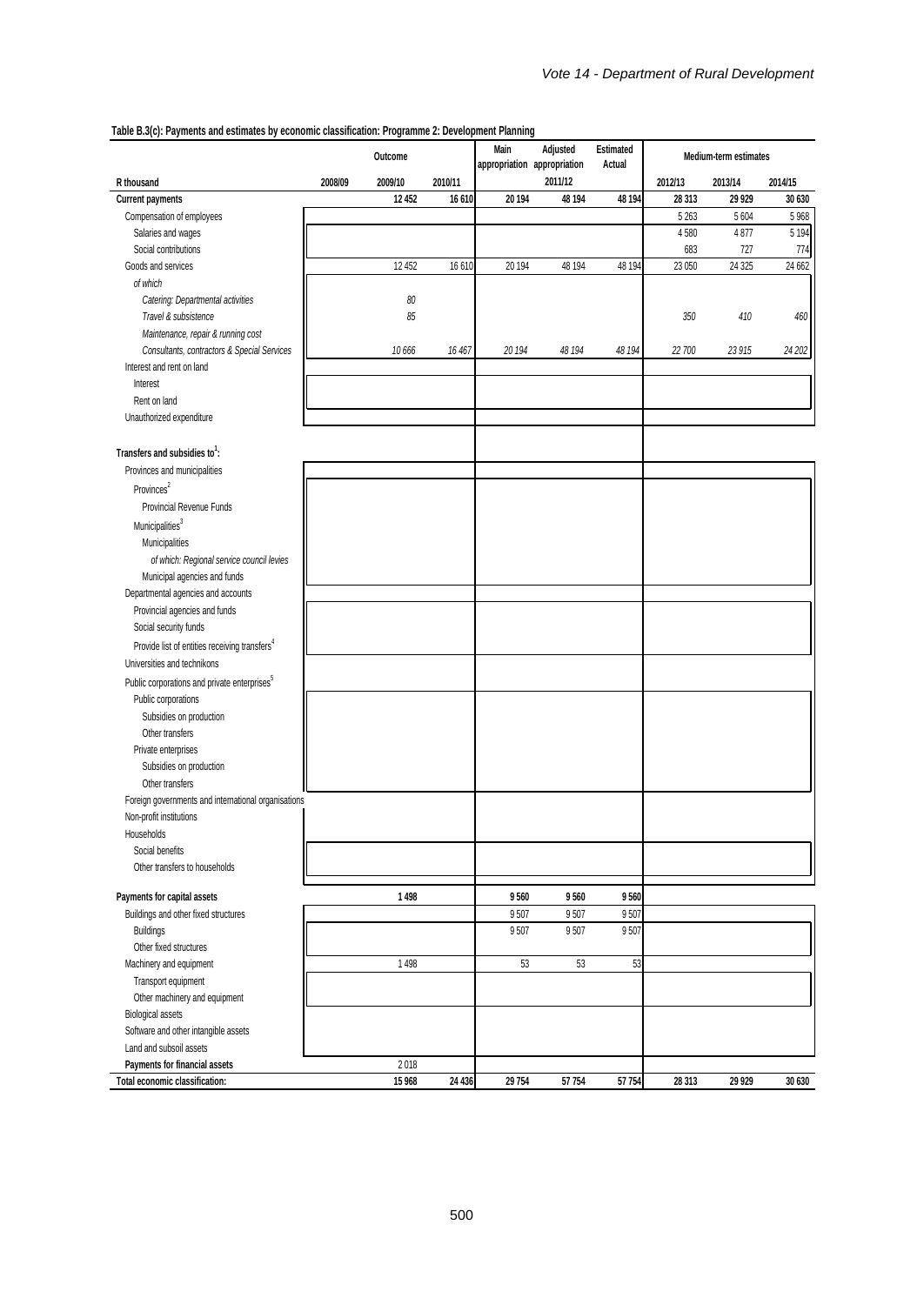**Table B.3(c): Payments and estimates by economic classification: Programme 2: Development Planning**

| R thousand | Outcome | | | Main appropriation | Adjusted appropriation | Estimated Actual | Medium-term estimates | | |
|---|---|---|---|---|---|---|---|---|---|
| | 2008/09 | 2009/10 | 2010/11 | | 2011/12 | | 2012/13 | 2013/14 | 2014/15 |
| **Current payments** | | **12 452** | **16 610** | **20 194** | **48 194** | **48 194** | **28 313** | **29 929** | **30 630** |
| Compensation of employees | | | | | | | 5 263 | 5 604 | 5 968 |
| Salaries and wages | | | | | | | 4 580 | 4 877 | 5 194 |
| Social contributions | | | | | | | 683 | 727 | 774 |
| Goods and services | | 12 452 | 16 610 | 20 194 | 48 194 | 48 194 | 23 050 | 24 325 | 24 662 |
| *of which* | | | | | | | | | |
| *Catering: Departmental activities* | | *80* | | | | | | | |
| *Travel & subsistence* | | *85* | | | | | *350* | *410* | *460* |
| *Maintenance, repair & running cost* | | | | | | | | | |
| *Consultants, contractors & Special Services* | | *10 666* | *16 467* | *20 194* | *48 194* | *48 194* | *22 700* | *23 915* | *24 202* |
| Interest and rent on land | | | | | | | | | |
| Interest | | | | | | | | | |
| Rent on land | | | | | | | | | |
| Unauthorized expenditure | | | | | | | | | |
| **Transfers and subsidies to[1]:** | | | | | | | | | |
| Provinces and municipalities | | | | | | | | | |
| Provinces[2] | | | | | | | | | |
| Provincial Revenue Funds | | | | | | | | | |
| Municipalities[3] | | | | | | | | | |
| Municipalities | | | | | | | | | |
| *of which: Regional service council levies* | | | | | | | | | |
| Municipal agencies and funds | | | | | | | | | |
| Departmental agencies and accounts | | | | | | | | | |
| Provincial agencies and funds | | | | | | | | | |
| Social security funds | | | | | | | | | |
| Provide list of entities receiving transfers[4] | | | | | | | | | |
| Universities and technikons | | | | | | | | | |
| Public corporations and private enterprises[5] | | | | | | | | | |
| Public corporations | | | | | | | | | |
| Subsidies on production | | | | | | | | | |
| Other transfers | | | | | | | | | |
| Private enterprises | | | | | | | | | |
| Subsidies on production | | | | | | | | | |
| Other transfers | | | | | | | | | |
| Foreign governments and international organisations | | | | | | | | | |
| Non-profit institutions | | | | | | | | | |
| Households | | | | | | | | | |
| Social benefits | | | | | | | | | |
| Other transfers to households | | | | | | | | | |
| **Payments for capital assets** | | **1 498** | | **9 560** | **9 560** | **9 560** | | | |
| Buildings and other fixed structures | | | | 9 507 | 9 507 | 9 507 | | | |
| Buildings | | | | 9 507 | 9 507 | 9 507 | | | |
| Other fixed structures | | | | | | | | | |
| Machinery and equipment | | 1 498 | | 53 | 53 | 53 | | | |
| Transport equipment | | | | | | | | | |
| Other machinery and equipment | | | | | | | | | |
| Biological assets | | | | | | | | | |
| Software and other intangible assets | | | | | | | | | |
| Land and subsoil assets | | | | | | | | | |
| **Payments for financial assets** | | 2 018 | | | | | | | |
| **Total economic classification:** | | **15 968** | **24 436** | **29 754** | **57 754** | **57 754** | **28 313** | **29 929** | **30 630** |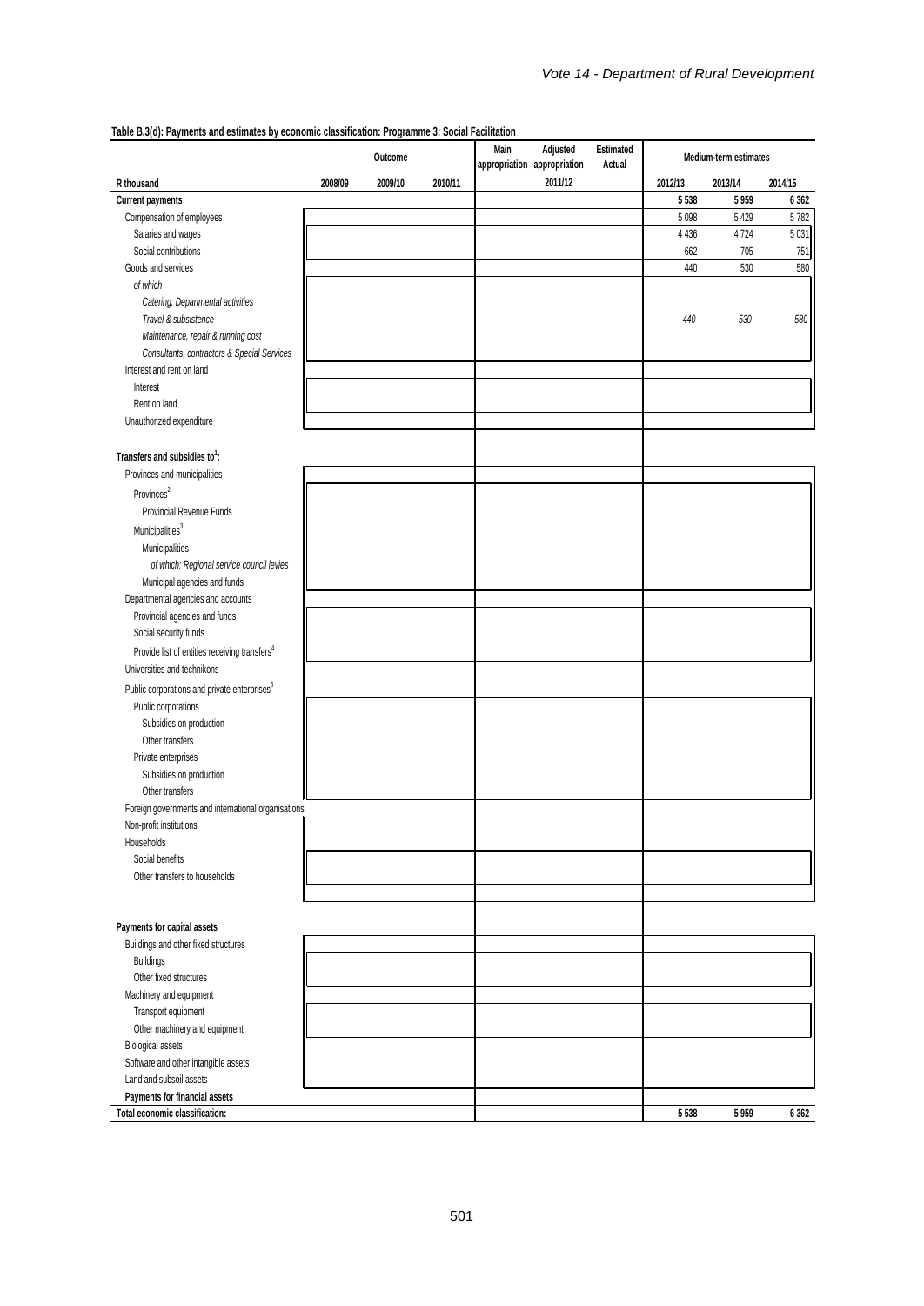**Table B.3(d): Payments and estimates by economic classification: Programme 3: Social Facilitation**

| | Outcome | | | Main appropriation | Adjusted appropriation | Estimated Actual | Medium-term estimates | | |
|---|---|---|---|---|---|---|---|---|---|
| R thousand | 2008/09 | 2009/10 | 2010/11 | | 2011/12 | | 2012/13 | 2013/14 | 2014/15 |
| **Current payments** | | | | | | | **5 538** | **5 959** | **6 362** |
| Compensation of employees | | | | | | | 5 098 | 5 429 | 5 782 |
| Salaries and wages | | | | | | | 4 436 | 4 724 | 5 031 |
| Social contributions | | | | | | | 662 | 705 | 751 |
| Goods and services | | | | | | | 440 | 530 | 580 |
| *of which* | | | | | | | | | |
| *Catering: Departmental activities* | | | | | | | | | |
| *Travel & subsistence* | | | | | | | *440* | *530* | *580* |
| *Maintenance, repair & running cost* | | | | | | | | | |
| *Consultants, contractors & Special Services* | | | | | | | | | |
| Interest and rent on land | | | | | | | | | |
| Interest | | | | | | | | | |
| Rent on land | | | | | | | | | |
| Unauthorized expenditure | | | | | | | | | |
| **Transfers and subsidies to[1]:** | | | | | | | | | |
| Provinces and municipalities | | | | | | | | | |
| Provinces[2] | | | | | | | | | |
| Provincial Revenue Funds | | | | | | | | | |
| Municipalities[3] | | | | | | | | | |
| Municipalities | | | | | | | | | |
| *of which: Regional service council levies* | | | | | | | | | |
| Municipal agencies and funds | | | | | | | | | |
| Departmental agencies and accounts | | | | | | | | | |
| Provincial agencies and funds | | | | | | | | | |
| Social security funds | | | | | | | | | |
| Provide list of entities receiving transfers[4] | | | | | | | | | |
| Universities and technikons | | | | | | | | | |
| Public corporations and private enterprises[5] | | | | | | | | | |
| Public corporations | | | | | | | | | |
| Subsidies on production | | | | | | | | | |
| Other transfers | | | | | | | | | |
| Private enterprises | | | | | | | | | |
| Subsidies on production | | | | | | | | | |
| Other transfers | | | | | | | | | |
| Foreign governments and international organisations | | | | | | | | | |
| Non-profit institutions | | | | | | | | | |
| Households | | | | | | | | | |
| Social benefits | | | | | | | | | |
| Other transfers to households | | | | | | | | | |
| **Payments for capital assets** | | | | | | | | | |
| Buildings and other fixed structures | | | | | | | | | |
| Buildings | | | | | | | | | |
| Other fixed structures | | | | | | | | | |
| Machinery and equipment | | | | | | | | | |
| Transport equipment | | | | | | | | | |
| Other machinery and equipment | | | | | | | | | |
| Biological assets | | | | | | | | | |
| Software and other intangible assets | | | | | | | | | |
| Land and subsoil assets | | | | | | | | | |
| **Payments for financial assets** | | | | | | | | | |
| **Total economic classification:** | | | | | | | **5 538** | **5 959** | **6 362** |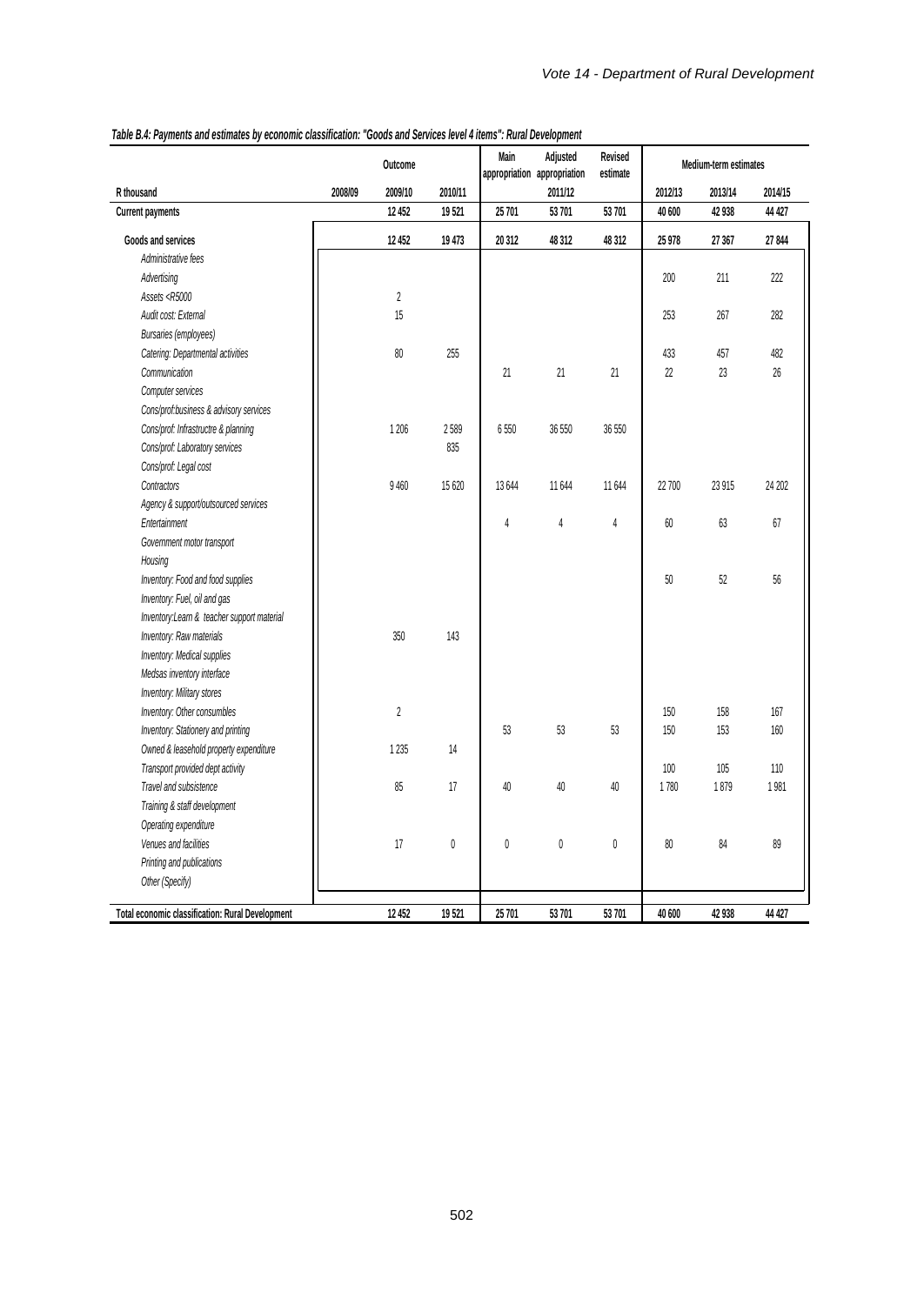*Table B.4: Payments and estimates by economic classification: "Goods and Services level 4 items": Rural Development*

| R thousand | Outcome | | | Main appropriation | Adjusted appropriation | Revised estimate | Medium-term estimates | | |
|---|---|---|---|---|---|---|---|---|---|
| | 2008/09 | 2009/10 | 2010/11 | | 2011/12 | | 2012/13 | 2013/14 | 2014/15 |
| **Current payments** | | 12 452 | 19 521 | 25 701 | 53 701 | 53 701 | 40 600 | 42 938 | 44 427 |
| **Goods and services** | | 12 452 | 19 473 | 20 312 | 48 312 | 48 312 | 25 978 | 27 367 | 27 844 |
| *Administrative fees* | | | | | | | | | |
| *Advertising* | | | | | | | 200 | 211 | 222 |
| *Assets <R5000* | | 2 | | | | | | | |
| *Audit cost: External* | | 15 | | | | | 253 | 267 | 282 |
| *Bursaries (employees)* | | | | | | | | | |
| *Catering: Departmental activities* | | 80 | 255 | | | | 433 | 457 | 482 |
| *Communication* | | | | 21 | 21 | 21 | 22 | 23 | 26 |
| *Computer services* | | | | | | | | | |
| *Cons/prof:business & advisory services* | | | | | | | | | |
| *Cons/prof: Infrastructre & planning* | | 1 206 | 2 589 | 6 550 | 36 550 | 36 550 | | | |
| *Cons/prof: Laboratory services* | | | 835 | | | | | | |
| *Cons/prof: Legal cost* | | | | | | | | | |
| *Contractors* | | 9 460 | 15 620 | 13 644 | 11 644 | 11 644 | 22 700 | 23 915 | 24 202 |
| *Agency & support/outsourced services* | | | | | | | | | |
| *Entertainment* | | | | 4 | 4 | 4 | 60 | 63 | 67 |
| *Government motor transport* | | | | | | | | | |
| *Housing* | | | | | | | | | |
| *Inventory: Food and food supplies* | | | | | | | 50 | 52 | 56 |
| *Inventory: Fuel, oil and gas* | | | | | | | | | |
| *Inventory:Learn & teacher support material* | | | | | | | | | |
| *Inventory: Raw materials* | | 350 | 143 | | | | | | |
| *Inventory: Medical supplies* | | | | | | | | | |
| *Medsas inventory interface* | | | | | | | | | |
| *Inventory: Military stores* | | | | | | | | | |
| *Inventory: Other consumbles* | | 2 | | | | | 150 | 158 | 167 |
| *Inventory: Stationery and printing* | | | | 53 | 53 | 53 | 150 | 153 | 160 |
| *Owned & leasehold property expenditure* | | 1 235 | 14 | | | | | | |
| *Transport provided dept activity* | | | | | | | 100 | 105 | 110 |
| *Travel and subsistence* | | 85 | 17 | 40 | 40 | 40 | 1 780 | 1 879 | 1 981 |
| *Training & staff development* | | | | | | | | | |
| *Operating expenditure* | | | | | | | | | |
| *Venues and facilities* | | 17 | 0 | 0 | 0 | 0 | 80 | 84 | 89 |
| *Printing and publications* | | | | | | | | | |
| *Other (Specify)* | | | | | | | | | |
| **Total economic classification: Rural Development** | | 12 452 | 19 521 | 25 701 | 53 701 | 53 701 | 40 600 | 42 938 | 44 427 |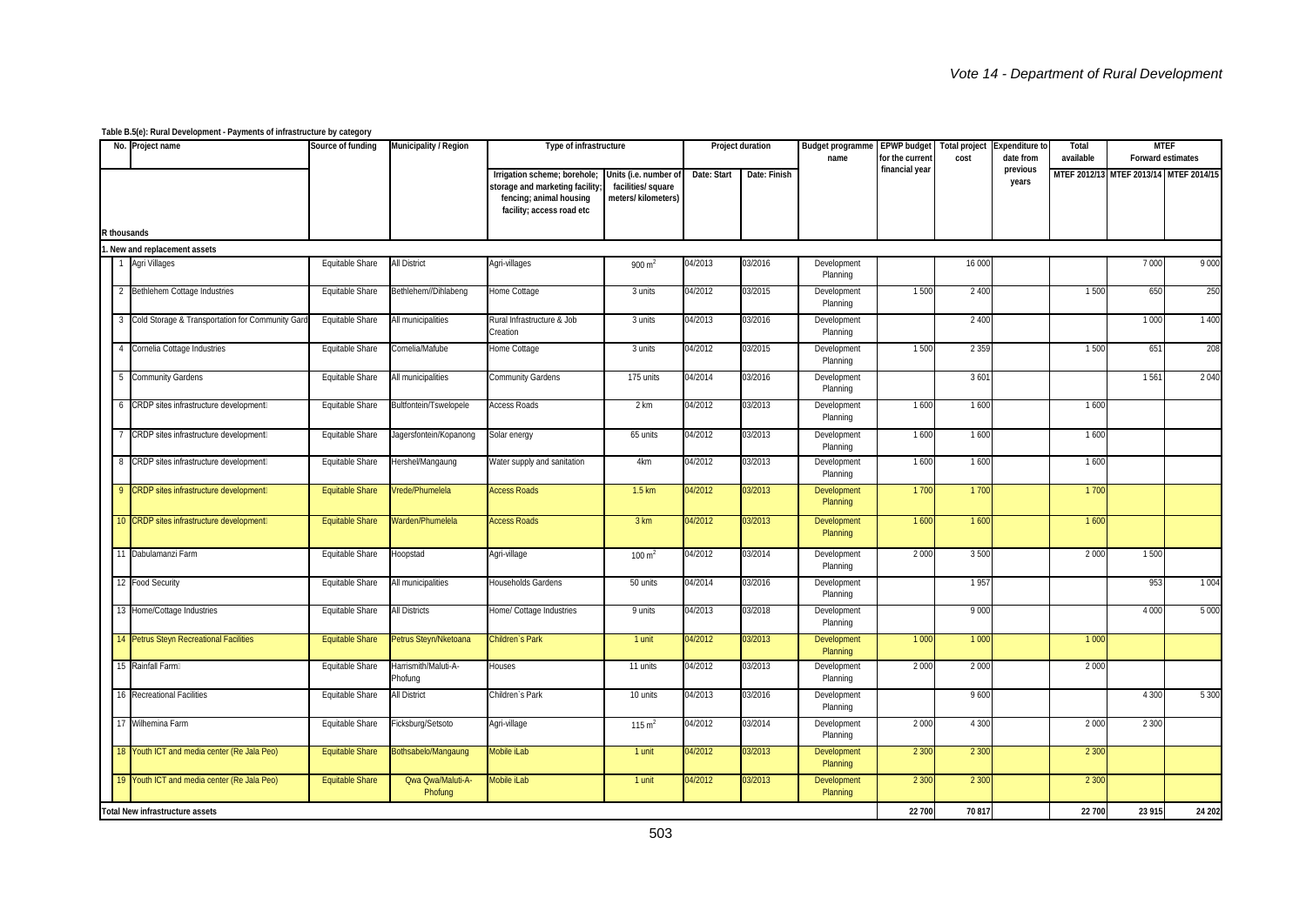**Table B.5(e): Rural Development - Payments of infrastructure by category**

| No. | Project name | Source of funding | Municipality / Region | Type of infrastructure | | Project duration | | Budget programme name | EPWP budget for the current financial year | Total project cost | Expenditure to date from previous years | Total available | MTEF Forward estimates | |
|---|---|---|---|---|---|---|---|---|---|---|---|---|---|---|
| | | | | Irrigation scheme; borehole; storage and marketing facility; fencing; animal housing facility; access road etc | Units (i.e. number of facilities/ square meters/ kilometers) | Date: Start | Date: Finish | | | | | MTEF 2012/13 | MTEF 2013/14 | MTEF 2014/15 |
| R thousands | | | | | | | | | | | | | | |
| **1. New and replacement assets** | | | | | | | | | | | | | | |
| 1 | Agri Villages | Equitable Share | All District | Agri-villages | 900 $m^2$ | 04/2013 | 03/2016 | Development Planning | | 16 000 | | | 7 000 | 9 000 |
| 2 | Bethlehem Cottage Industries | Equitable Share | Bethlehem//Dihlabeng | Home Cottage | 3 units | 04/2012 | 03/2015 | Development Planning | 1 500 | 2 400 | | 1 500 | 650 | 250 |
| 3 | Cold Storage & Transportation for Community Gard | Equitable Share | All municipalities | Rural Infrastructure & Job Creation | 3 units | 04/2013 | 03/2016 | Development Planning | | 2 400 | | | 1 000 | 1 400 |
| 4 | Cornelia Cottage Industries | Equitable Share | Cornelia/Mafube | Home Cottage | 3 units | 04/2012 | 03/2015 | Development Planning | 1 500 | 2 359 | | 1 500 | 651 | 208 |
| 5 | Community Gardens | Equitable Share | All municipalities | Community Gardens | 175 units | 04/2014 | 03/2016 | Development Planning | | 3 601 | | | 1 561 | 2 040 |
| 6 | CRDP sites infrastructure development | Equitable Share | Bultfontein/Tswelopele | Access Roads | 2 km | 04/2012 | 03/2013 | Development Planning | 1 600 | 1 600 | | 1 600 | | |
| 7 | CRDP sites infrastructure development | Equitable Share | Jagersfontein/Kopanong | Solar energy | 65 units | 04/2012 | 03/2013 | Development Planning | 1 600 | 1 600 | | 1 600 | | |
| 8 | CRDP sites infrastructure development | Equitable Share | Hershel/Mangaung | Water supply and sanitation | 4km | 04/2012 | 03/2013 | Development Planning | 1 600 | 1 600 | | 1 600 | | |
| 9 | CRDP sites infrastructure development | Equitable Share | Vrede/Phumelela | Access Roads | 1.5 km | 04/2012 | 03/2013 | Development Planning | 1 700 | 1 700 | | 1 700 | | |
| 10 | CRDP sites infrastructure development | Equitable Share | Warden/Phumelela | Access Roads | 3 km | 04/2012 | 03/2013 | Development Planning | 1 600 | 1 600 | | 1 600 | | |
| 11 | Dabulamanzi Farm | Equitable Share | Hoopstad | Agri-village | 100 $m^2$ | 04/2012 | 03/2014 | Development Planning | 2 000 | 3 500 | | 2 000 | 1 500 | |
| 12 | Food Security | Equitable Share | All municipalities | Households Gardens | 50 units | 04/2014 | 03/2016 | Development Planning | | 1 957 | | | 953 | 1 004 |
| 13 | Home/Cottage Industries | Equitable Share | All Districts | Home/ Cottage Industries | 9 units | 04/2013 | 03/2018 | Development Planning | | 9 000 | | | 4 000 | 5 000 |
| 14 | Petrus Steyn Recreational Facilities | Equitable Share | Petrus Steyn/Nketoana | Children`s Park | 1 unit | 04/2012 | 03/2013 | Development Planning | 1 000 | 1 000 | | 1 000 | | |
| 15 | Rainfall Farm | Equitable Share | Harrismith/Maluti-A-Phofung | Houses | 11 units | 04/2012 | 03/2013 | Development Planning | 2 000 | 2 000 | | 2 000 | | |
| 16 | Recreational Facilities | Equitable Share | All District | Children`s Park | 10 units | 04/2013 | 03/2016 | Development Planning | | 9 600 | | | 4 300 | 5 300 |
| 17 | Wilhemina Farm | Equitable Share | Ficksburg/Setsoto | Agri-village | 115 $m^2$ | 04/2012 | 03/2014 | Development Planning | 2 000 | 4 300 | | 2 000 | 2 300 | |
| 18 | Youth ICT and media center (Re Jala Peo) | Equitable Share | Bothsabelo/Mangaung | Mobile iLab | 1 unit | 04/2012 | 03/2013 | Development Planning | 2 300 | 2 300 | | 2 300 | | |
| 19 | Youth ICT and media center (Re Jala Peo) | Equitable Share | Qwa Qwa/Maluti-A-Phofung | Mobile iLab | 1 unit | 04/2012 | 03/2013 | Development Planning | 2 300 | 2 300 | | 2 300 | | |
| **Total New infrastructure assets** | | | | | | | | | **22 700** | **70 817** | | **22 700** | **23 915** | **24 202** |